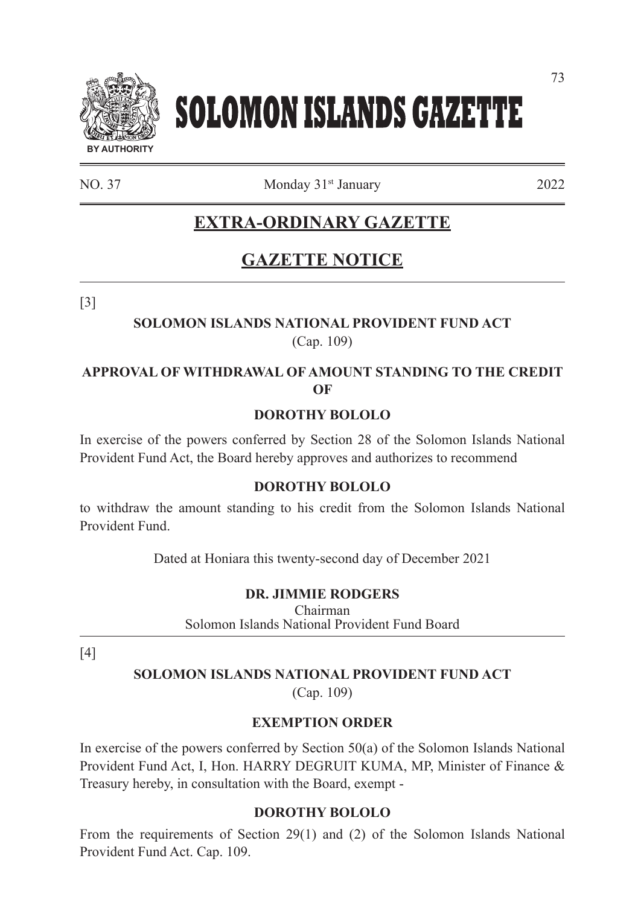# SOLOMON ISLANDS GAZETTE

BY AUTHORITY

NO. 37 | Monday 31st January | 2022

## EXTRA-ORDINARY GAZETTE

## GAZETTE NOTICE

---

[3]

**SOLOMON ISLANDS NATIONAL PROVIDENT FUND ACT**
(Cap. 109)

**APPROVAL OF WITHDRAWAL OF AMOUNT STANDING TO THE CREDIT OF**

**DOROTHY BOLOLO**

In exercise of the powers conferred by Section 28 of the Solomon Islands National Provident Fund Act, the Board hereby approves and authorizes to recommend

**DOROTHY BOLOLO**

to withdraw the amount standing to his credit from the Solomon Islands National Provident Fund.

Dated at Honiara this twenty-second day of December 2021

**DR. JIMMIE RODGERS**
Chairman
Solomon Islands National Provident Fund Board

---

[4]

**SOLOMON ISLANDS NATIONAL PROVIDENT FUND ACT**
(Cap. 109)

**EXEMPTION ORDER**

In exercise of the powers conferred by Section 50(a) of the Solomon Islands National Provident Fund Act, I, Hon. HARRY DEGRUIT KUMA, MP, Minister of Finance & Treasury hereby, in consultation with the Board, exempt -

**DOROTHY BOLOLO**

From the requirements of Section 29(1) and (2) of the Solomon Islands National Provident Fund Act. Cap. 109.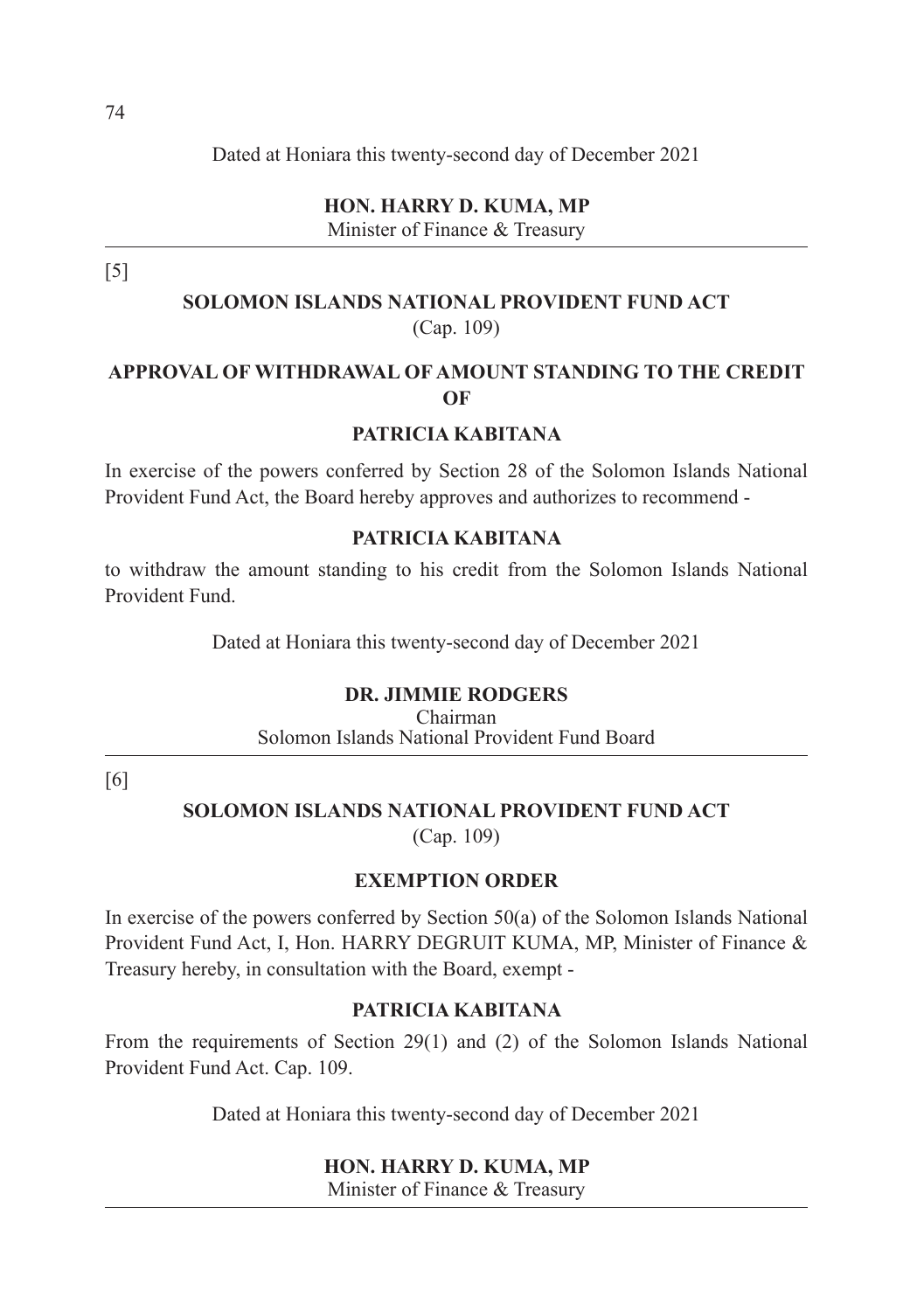Dated at Honiara this twenty-second day of December 2021

**HON. HARRY D. KUMA, MP**
Minister of Finance & Treasury

---

[5]

**SOLOMON ISLANDS NATIONAL PROVIDENT FUND ACT**
(Cap. 109)

**APPROVAL OF WITHDRAWAL OF AMOUNT STANDING TO THE CREDIT OF**

**PATRICIA KABITANA**

In exercise of the powers conferred by Section 28 of the Solomon Islands National Provident Fund Act, the Board hereby approves and authorizes to recommend -

**PATRICIA KABITANA**

to withdraw the amount standing to his credit from the Solomon Islands National Provident Fund.

Dated at Honiara this twenty-second day of December 2021

**DR. JIMMIE RODGERS**
Chairman
Solomon Islands National Provident Fund Board

---

[6]

**SOLOMON ISLANDS NATIONAL PROVIDENT FUND ACT**
(Cap. 109)

**EXEMPTION ORDER**

In exercise of the powers conferred by Section 50(a) of the Solomon Islands National Provident Fund Act, I, Hon. HARRY DEGRUIT KUMA, MP, Minister of Finance & Treasury hereby, in consultation with the Board, exempt -

**PATRICIA KABITANA**

From the requirements of Section 29(1) and (2) of the Solomon Islands National Provident Fund Act. Cap. 109.

Dated at Honiara this twenty-second day of December 2021

**HON. HARRY D. KUMA, MP**
Minister of Finance & Treasury

---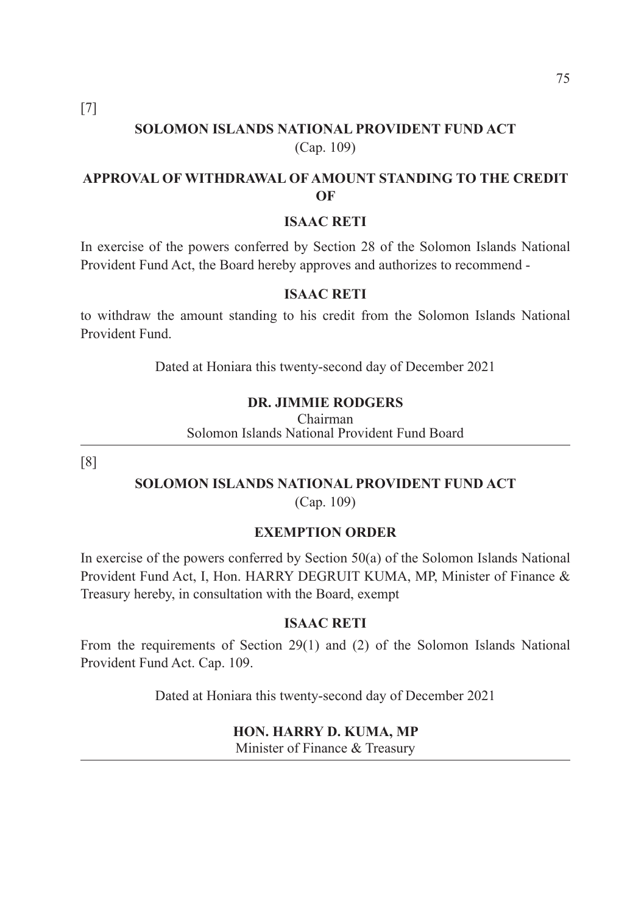[7]

## SOLOMON ISLANDS NATIONAL PROVIDENT FUND ACT

(Cap. 109)

### APPROVAL OF WITHDRAWAL OF AMOUNT STANDING TO THE CREDIT OF

**ISAAC RETI**

In exercise of the powers conferred by Section 28 of the Solomon Islands National Provident Fund Act, the Board hereby approves and authorizes to recommend -

**ISAAC RETI**

to withdraw the amount standing to his credit from the Solomon Islands National Provident Fund.

Dated at Honiara this twenty-second day of December 2021

**DR. JIMMIE RODGERS**
Chairman
Solomon Islands National Provident Fund Board

---

[8]

## SOLOMON ISLANDS NATIONAL PROVIDENT FUND ACT

(Cap. 109)

### EXEMPTION ORDER

In exercise of the powers conferred by Section 50(a) of the Solomon Islands National Provident Fund Act, I, Hon. HARRY DEGRUIT KUMA, MP, Minister of Finance & Treasury hereby, in consultation with the Board, exempt

**ISAAC RETI**

From the requirements of Section 29(1) and (2) of the Solomon Islands National Provident Fund Act. Cap. 109.

Dated at Honiara this twenty-second day of December 2021

**HON. HARRY D. KUMA, MP**
Minister of Finance & Treasury

---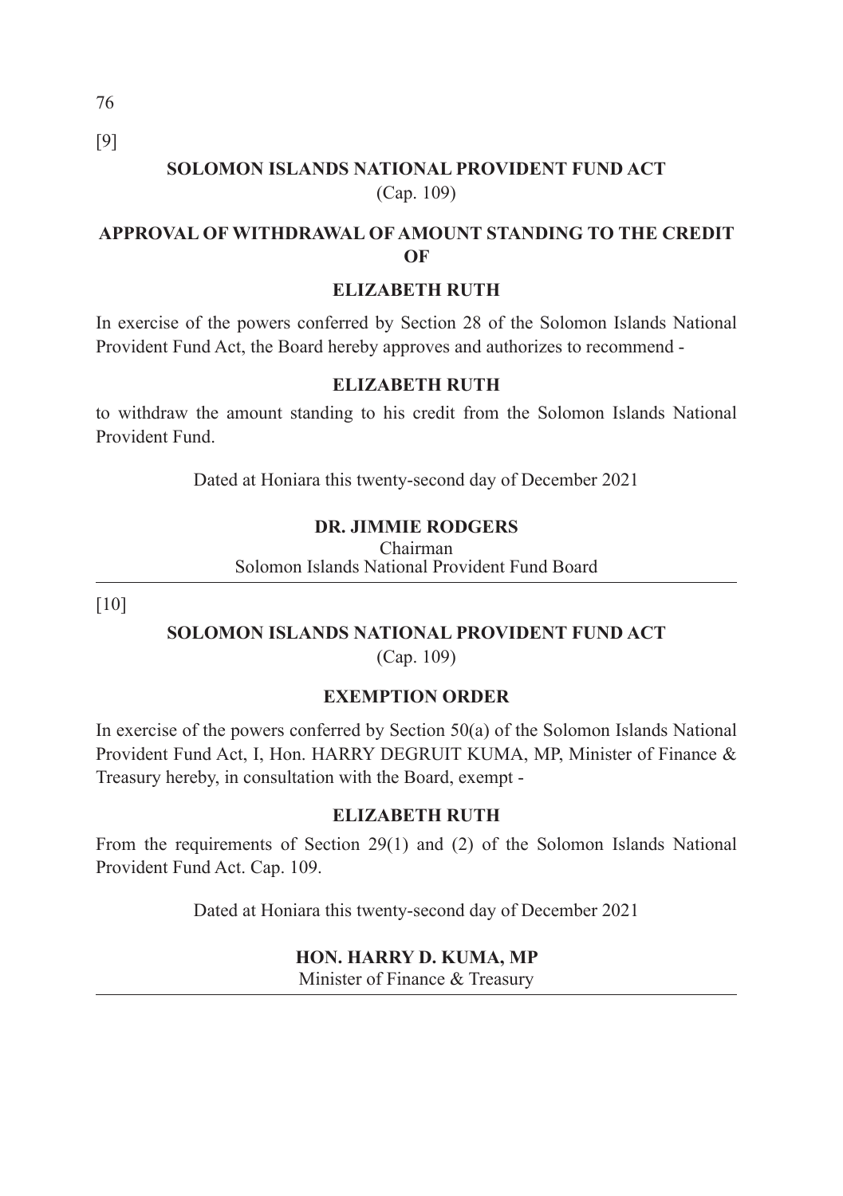[9]

## SOLOMON ISLANDS NATIONAL PROVIDENT FUND ACT

(Cap. 109)

### APPROVAL OF WITHDRAWAL OF AMOUNT STANDING TO THE CREDIT OF

### ELIZABETH RUTH

In exercise of the powers conferred by Section 28 of the Solomon Islands National Provident Fund Act, the Board hereby approves and authorizes to recommend -

**ELIZABETH RUTH**

to withdraw the amount standing to his credit from the Solomon Islands National Provident Fund.

Dated at Honiara this twenty-second day of December 2021

**DR. JIMMIE RODGERS**
Chairman
Solomon Islands National Provident Fund Board

---

[10]

## SOLOMON ISLANDS NATIONAL PROVIDENT FUND ACT

(Cap. 109)

### EXEMPTION ORDER

In exercise of the powers conferred by Section 50(a) of the Solomon Islands National Provident Fund Act, I, Hon. HARRY DEGRUIT KUMA, MP, Minister of Finance & Treasury hereby, in consultation with the Board, exempt -

**ELIZABETH RUTH**

From the requirements of Section 29(1) and (2) of the Solomon Islands National Provident Fund Act. Cap. 109.

Dated at Honiara this twenty-second day of December 2021

**HON. HARRY D. KUMA, MP**
Minister of Finance & Treasury

---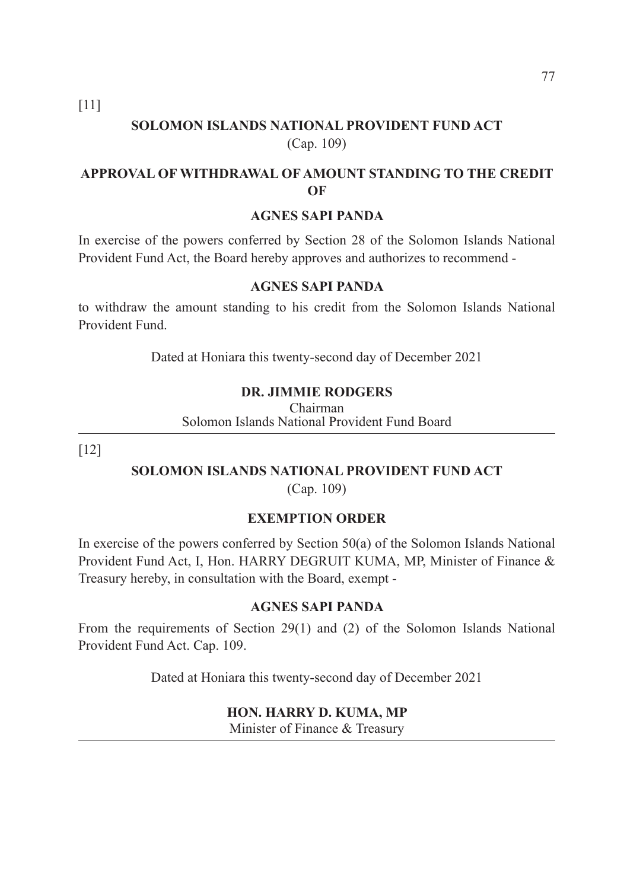[11]

## SOLOMON ISLANDS NATIONAL PROVIDENT FUND ACT

(Cap. 109)

### APPROVAL OF WITHDRAWAL OF AMOUNT STANDING TO THE CREDIT OF

### AGNES SAPI PANDA

In exercise of the powers conferred by Section 28 of the Solomon Islands National Provident Fund Act, the Board hereby approves and authorizes to recommend -

**AGNES SAPI PANDA**

to withdraw the amount standing to his credit from the Solomon Islands National Provident Fund.

Dated at Honiara this twenty-second day of December 2021

**DR. JIMMIE RODGERS**
Chairman
Solomon Islands National Provident Fund Board

---

[12]

## SOLOMON ISLANDS NATIONAL PROVIDENT FUND ACT

(Cap. 109)

### EXEMPTION ORDER

In exercise of the powers conferred by Section 50(a) of the Solomon Islands National Provident Fund Act, I, Hon. HARRY DEGRUIT KUMA, MP, Minister of Finance & Treasury hereby, in consultation with the Board, exempt -

**AGNES SAPI PANDA**

From the requirements of Section 29(1) and (2) of the Solomon Islands National Provident Fund Act. Cap. 109.

Dated at Honiara this twenty-second day of December 2021

**HON. HARRY D. KUMA, MP**
Minister of Finance & Treasury

---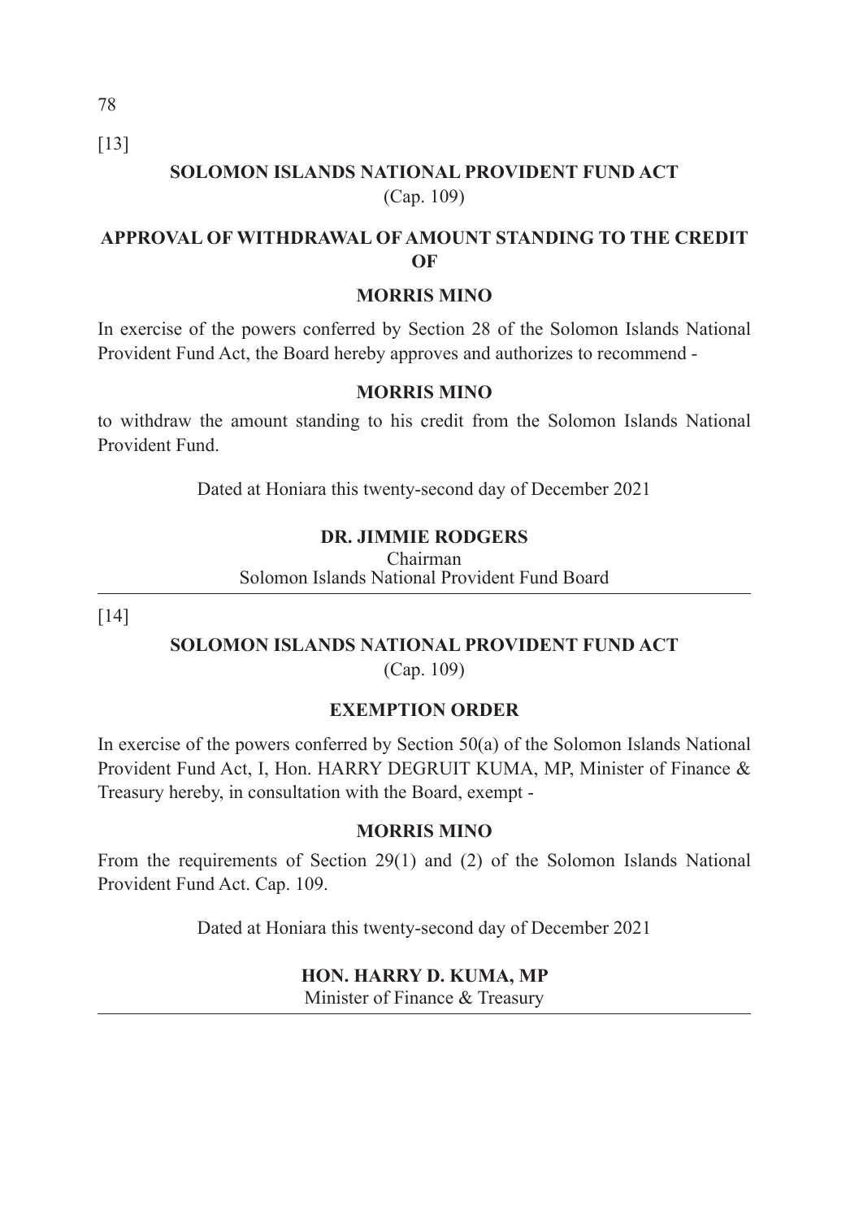[13]

## SOLOMON ISLANDS NATIONAL PROVIDENT FUND ACT

(Cap. 109)

### APPROVAL OF WITHDRAWAL OF AMOUNT STANDING TO THE CREDIT OF

### MORRIS MINO

In exercise of the powers conferred by Section 28 of the Solomon Islands National Provident Fund Act, the Board hereby approves and authorizes to recommend -

**MORRIS MINO**

to withdraw the amount standing to his credit from the Solomon Islands National Provident Fund.

Dated at Honiara this twenty-second day of December 2021

**DR. JIMMIE RODGERS**
Chairman
Solomon Islands National Provident Fund Board

---

[14]

## SOLOMON ISLANDS NATIONAL PROVIDENT FUND ACT

(Cap. 109)

### EXEMPTION ORDER

In exercise of the powers conferred by Section 50(a) of the Solomon Islands National Provident Fund Act, I, Hon. HARRY DEGRUIT KUMA, MP, Minister of Finance & Treasury hereby, in consultation with the Board, exempt -

**MORRIS MINO**

From the requirements of Section 29(1) and (2) of the Solomon Islands National Provident Fund Act. Cap. 109.

Dated at Honiara this twenty-second day of December 2021

**HON. HARRY D. KUMA, MP**
Minister of Finance & Treasury

---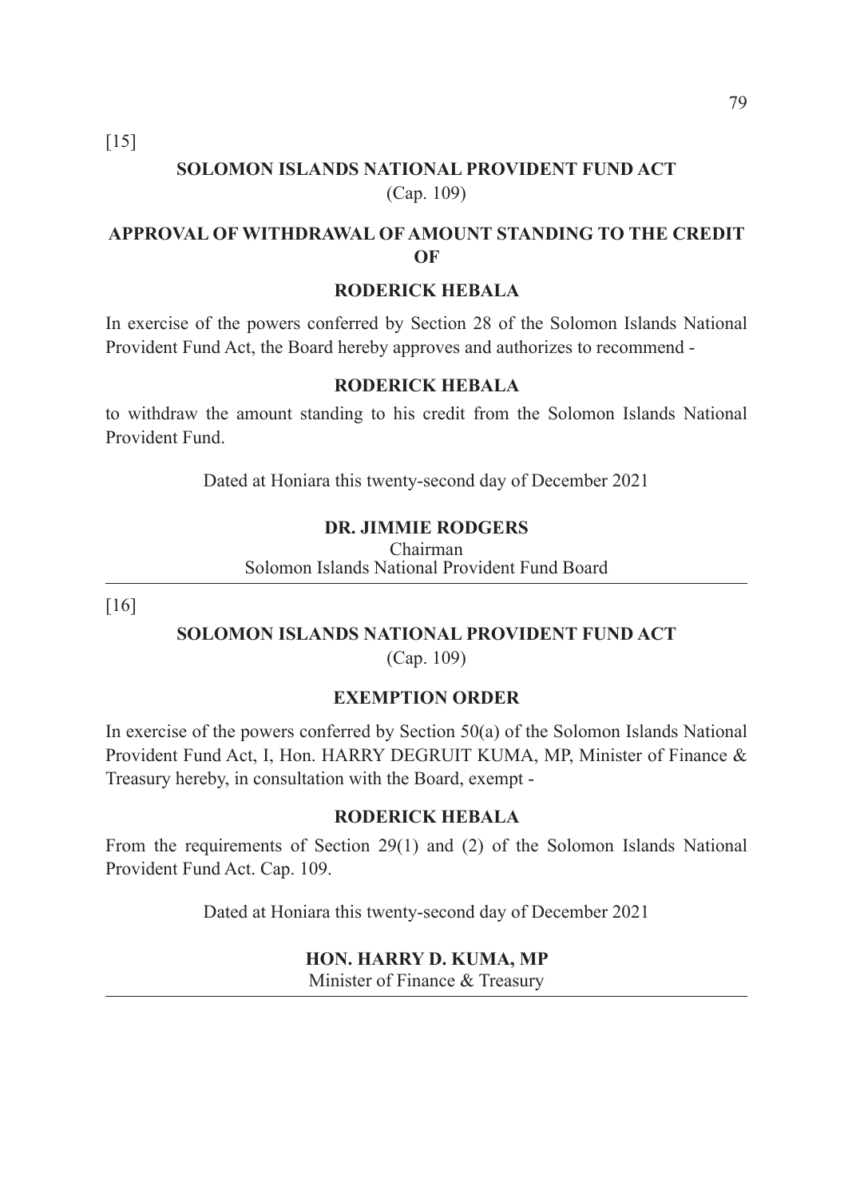[15]

## SOLOMON ISLANDS NATIONAL PROVIDENT FUND ACT

(Cap. 109)

### APPROVAL OF WITHDRAWAL OF AMOUNT STANDING TO THE CREDIT OF

### RODERICK HEBALA

In exercise of the powers conferred by Section 28 of the Solomon Islands National Provident Fund Act, the Board hereby approves and authorizes to recommend -

**RODERICK HEBALA**

to withdraw the amount standing to his credit from the Solomon Islands National Provident Fund.

Dated at Honiara this twenty-second day of December 2021

**DR. JIMMIE RODGERS**
Chairman
Solomon Islands National Provident Fund Board

---

[16]

## SOLOMON ISLANDS NATIONAL PROVIDENT FUND ACT

(Cap. 109)

### EXEMPTION ORDER

In exercise of the powers conferred by Section 50(a) of the Solomon Islands National Provident Fund Act, I, Hon. HARRY DEGRUIT KUMA, MP, Minister of Finance & Treasury hereby, in consultation with the Board, exempt -

**RODERICK HEBALA**

From the requirements of Section 29(1) and (2) of the Solomon Islands National Provident Fund Act. Cap. 109.

Dated at Honiara this twenty-second day of December 2021

**HON. HARRY D. KUMA, MP**
Minister of Finance & Treasury

---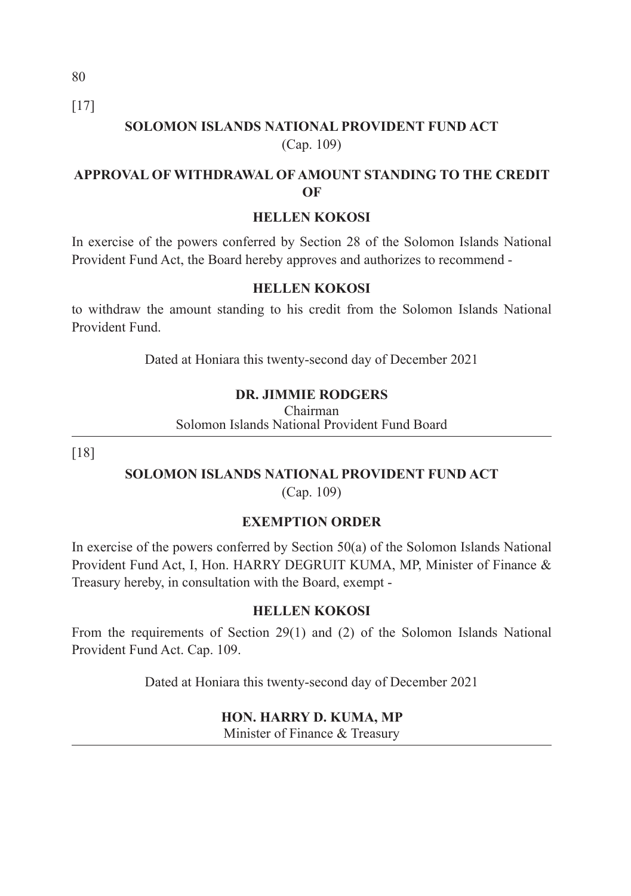[17]

## SOLOMON ISLANDS NATIONAL PROVIDENT FUND ACT

(Cap. 109)

### APPROVAL OF WITHDRAWAL OF AMOUNT STANDING TO THE CREDIT OF

### HELLEN KOKOSI

In exercise of the powers conferred by Section 28 of the Solomon Islands National Provident Fund Act, the Board hereby approves and authorizes to recommend -

**HELLEN KOKOSI**

to withdraw the amount standing to his credit from the Solomon Islands National Provident Fund.

Dated at Honiara this twenty-second day of December 2021

**DR. JIMMIE RODGERS**
Chairman
Solomon Islands National Provident Fund Board

---

[18]

## SOLOMON ISLANDS NATIONAL PROVIDENT FUND ACT

(Cap. 109)

### EXEMPTION ORDER

In exercise of the powers conferred by Section 50(a) of the Solomon Islands National Provident Fund Act, I, Hon. HARRY DEGRUIT KUMA, MP, Minister of Finance & Treasury hereby, in consultation with the Board, exempt -

**HELLEN KOKOSI**

From the requirements of Section 29(1) and (2) of the Solomon Islands National Provident Fund Act. Cap. 109.

Dated at Honiara this twenty-second day of December 2021

**HON. HARRY D. KUMA, MP**
Minister of Finance & Treasury

---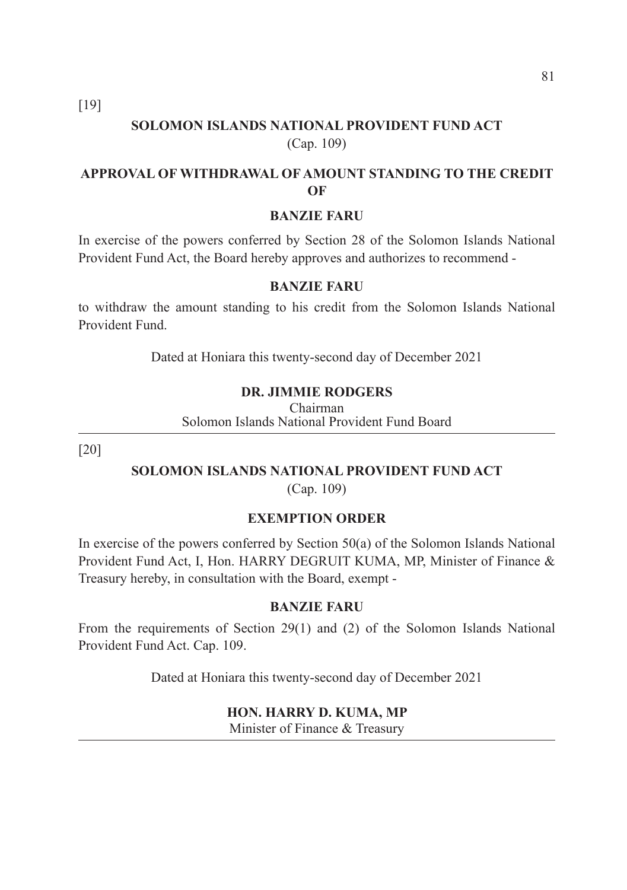[19]

## SOLOMON ISLANDS NATIONAL PROVIDENT FUND ACT

(Cap. 109)

### APPROVAL OF WITHDRAWAL OF AMOUNT STANDING TO THE CREDIT OF

### BANZIE FARU

In exercise of the powers conferred by Section 28 of the Solomon Islands National Provident Fund Act, the Board hereby approves and authorizes to recommend -

**BANZIE FARU**

to withdraw the amount standing to his credit from the Solomon Islands National Provident Fund.

Dated at Honiara this twenty-second day of December 2021

**DR. JIMMIE RODGERS**
Chairman
Solomon Islands National Provident Fund Board

---

[20]

## SOLOMON ISLANDS NATIONAL PROVIDENT FUND ACT

(Cap. 109)

### EXEMPTION ORDER

In exercise of the powers conferred by Section 50(a) of the Solomon Islands National Provident Fund Act, I, Hon. HARRY DEGRUIT KUMA, MP, Minister of Finance & Treasury hereby, in consultation with the Board, exempt -

**BANZIE FARU**

From the requirements of Section 29(1) and (2) of the Solomon Islands National Provident Fund Act. Cap. 109.

Dated at Honiara this twenty-second day of December 2021

**HON. HARRY D. KUMA, MP**
Minister of Finance & Treasury

---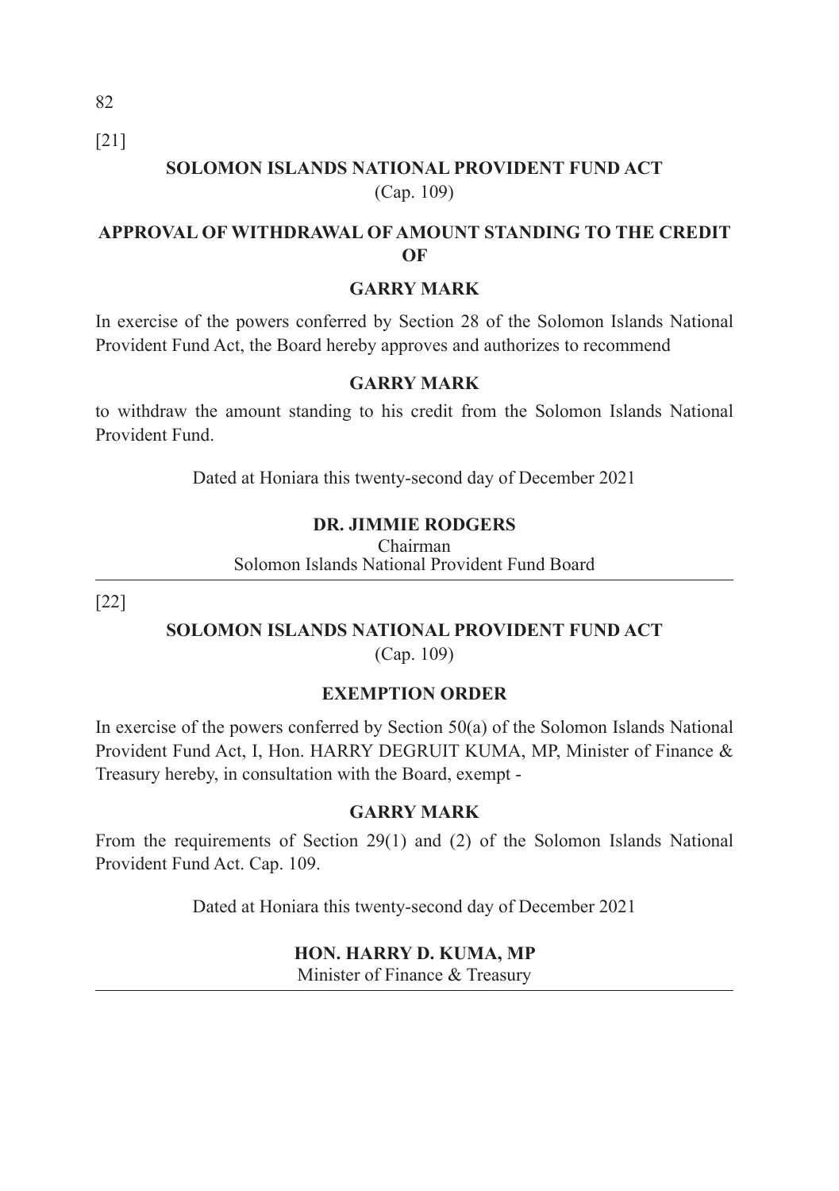[21]

**SOLOMON ISLANDS NATIONAL PROVIDENT FUND ACT**
(Cap. 109)

**APPROVAL OF WITHDRAWAL OF AMOUNT STANDING TO THE CREDIT OF**

**GARRY MARK**

In exercise of the powers conferred by Section 28 of the Solomon Islands National Provident Fund Act, the Board hereby approves and authorizes to recommend

**GARRY MARK**

to withdraw the amount standing to his credit from the Solomon Islands National Provident Fund.

Dated at Honiara this twenty-second day of December 2021

**DR. JIMMIE RODGERS**
Chairman
Solomon Islands National Provident Fund Board

---

[22]

**SOLOMON ISLANDS NATIONAL PROVIDENT FUND ACT**
(Cap. 109)

**EXEMPTION ORDER**

In exercise of the powers conferred by Section 50(a) of the Solomon Islands National Provident Fund Act, I, Hon. HARRY DEGRUIT KUMA, MP, Minister of Finance & Treasury hereby, in consultation with the Board, exempt -

**GARRY MARK**

From the requirements of Section 29(1) and (2) of the Solomon Islands National Provident Fund Act. Cap. 109.

Dated at Honiara this twenty-second day of December 2021

**HON. HARRY D. KUMA, MP**
Minister of Finance & Treasury

---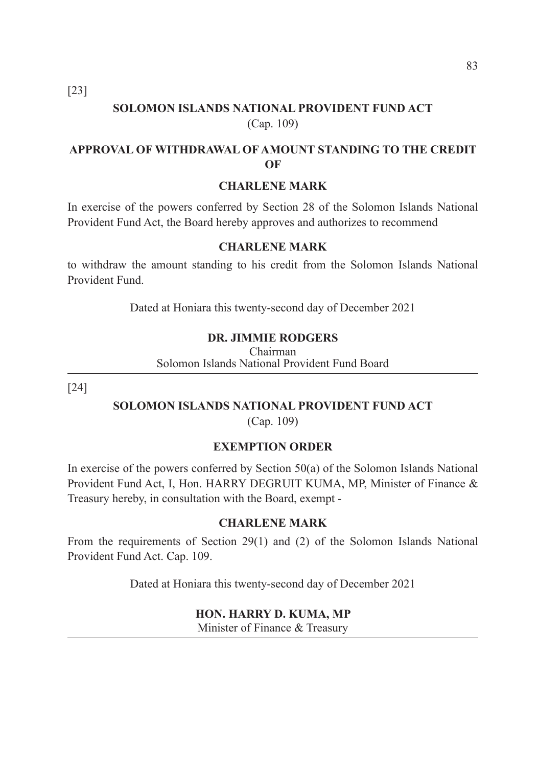[23]

## SOLOMON ISLANDS NATIONAL PROVIDENT FUND ACT

(Cap. 109)

### APPROVAL OF WITHDRAWAL OF AMOUNT STANDING TO THE CREDIT OF

### CHARLENE MARK

In exercise of the powers conferred by Section 28 of the Solomon Islands National Provident Fund Act, the Board hereby approves and authorizes to recommend

**CHARLENE MARK**

to withdraw the amount standing to his credit from the Solomon Islands National Provident Fund.

Dated at Honiara this twenty-second day of December 2021

**DR. JIMMIE RODGERS**
Chairman
Solomon Islands National Provident Fund Board

---

[24]

## SOLOMON ISLANDS NATIONAL PROVIDENT FUND ACT

(Cap. 109)

### EXEMPTION ORDER

In exercise of the powers conferred by Section 50(a) of the Solomon Islands National Provident Fund Act, I, Hon. HARRY DEGRUIT KUMA, MP, Minister of Finance & Treasury hereby, in consultation with the Board, exempt -

**CHARLENE MARK**

From the requirements of Section 29(1) and (2) of the Solomon Islands National Provident Fund Act. Cap. 109.

Dated at Honiara this twenty-second day of December 2021

**HON. HARRY D. KUMA, MP**
Minister of Finance & Treasury

---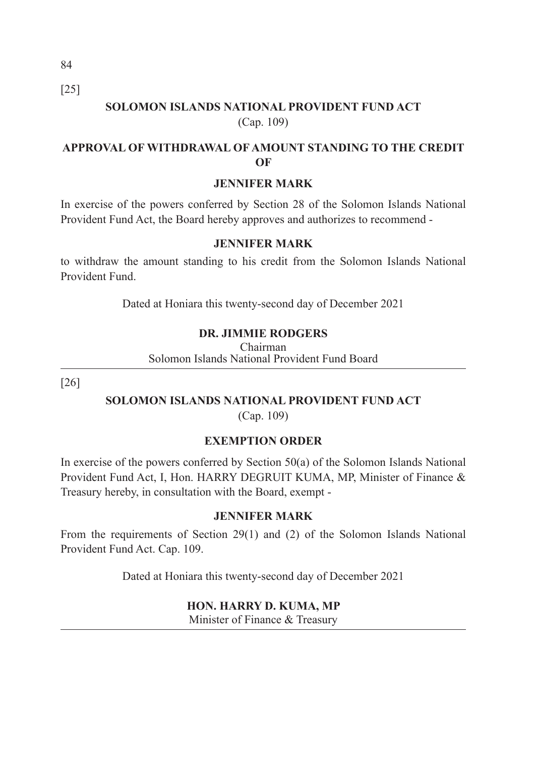[25]

## SOLOMON ISLANDS NATIONAL PROVIDENT FUND ACT

(Cap. 109)

### APPROVAL OF WITHDRAWAL OF AMOUNT STANDING TO THE CREDIT OF

### JENNIFER MARK

In exercise of the powers conferred by Section 28 of the Solomon Islands National Provident Fund Act, the Board hereby approves and authorizes to recommend -

**JENNIFER MARK**

to withdraw the amount standing to his credit from the Solomon Islands National Provident Fund.

Dated at Honiara this twenty-second day of December 2021

**DR. JIMMIE RODGERS**
Chairman
Solomon Islands National Provident Fund Board

---

[26]

## SOLOMON ISLANDS NATIONAL PROVIDENT FUND ACT

(Cap. 109)

### EXEMPTION ORDER

In exercise of the powers conferred by Section 50(a) of the Solomon Islands National Provident Fund Act, I, Hon. HARRY DEGRUIT KUMA, MP, Minister of Finance & Treasury hereby, in consultation with the Board, exempt -

**JENNIFER MARK**

From the requirements of Section 29(1) and (2) of the Solomon Islands National Provident Fund Act. Cap. 109.

Dated at Honiara this twenty-second day of December 2021

**HON. HARRY D. KUMA, MP**
Minister of Finance & Treasury

---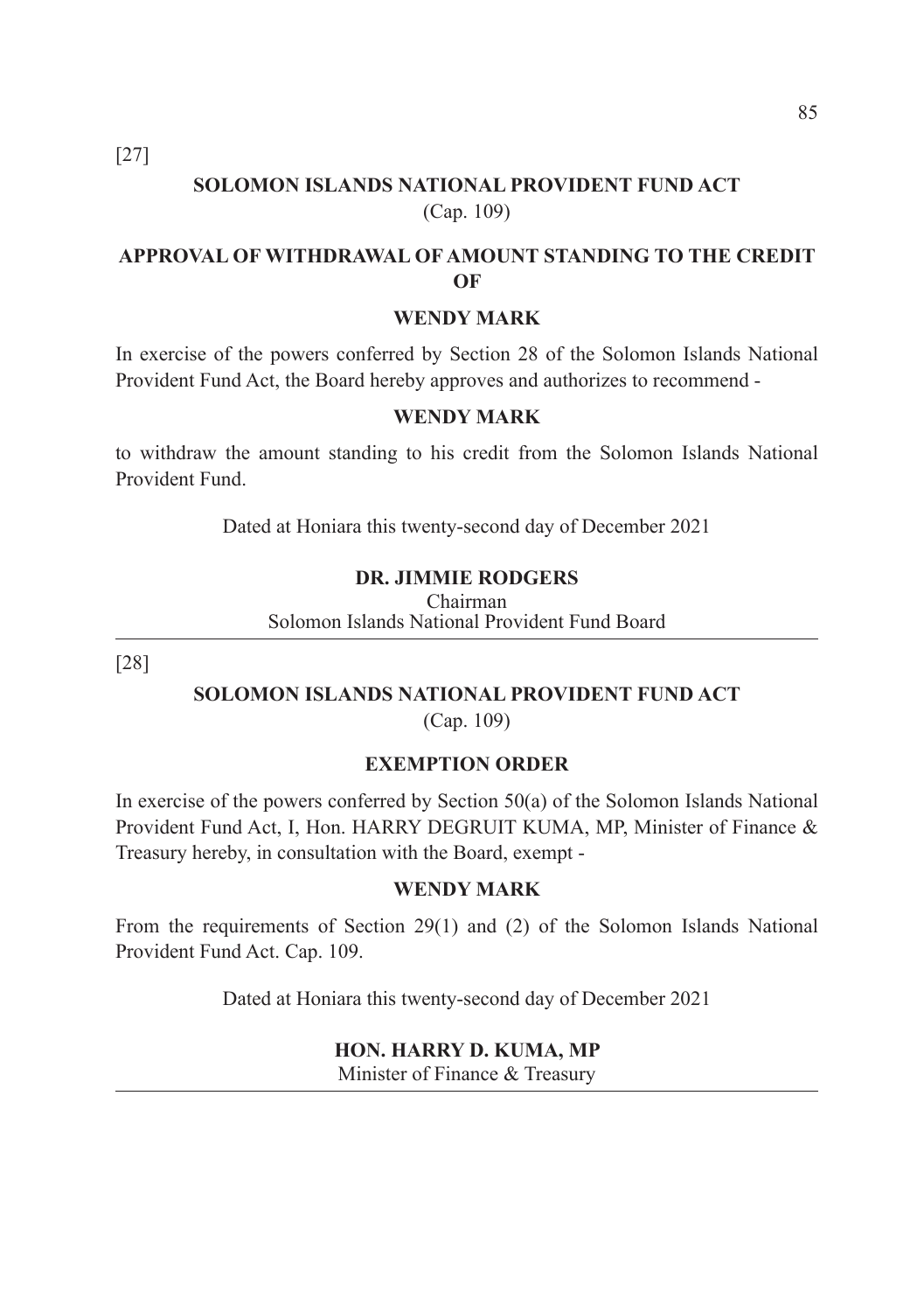[27]

## SOLOMON ISLANDS NATIONAL PROVIDENT FUND ACT

(Cap. 109)

### APPROVAL OF WITHDRAWAL OF AMOUNT STANDING TO THE CREDIT OF

### WENDY MARK

In exercise of the powers conferred by Section 28 of the Solomon Islands National Provident Fund Act, the Board hereby approves and authorizes to recommend -

**WENDY MARK**

to withdraw the amount standing to his credit from the Solomon Islands National Provident Fund.

Dated at Honiara this twenty-second day of December 2021

**DR. JIMMIE RODGERS**
Chairman
Solomon Islands National Provident Fund Board

---

[28]

## SOLOMON ISLANDS NATIONAL PROVIDENT FUND ACT

(Cap. 109)

### EXEMPTION ORDER

In exercise of the powers conferred by Section 50(a) of the Solomon Islands National Provident Fund Act, I, Hon. HARRY DEGRUIT KUMA, MP, Minister of Finance & Treasury hereby, in consultation with the Board, exempt -

**WENDY MARK**

From the requirements of Section 29(1) and (2) of the Solomon Islands National Provident Fund Act. Cap. 109.

Dated at Honiara this twenty-second day of December 2021

**HON. HARRY D. KUMA, MP**
Minister of Finance & Treasury

---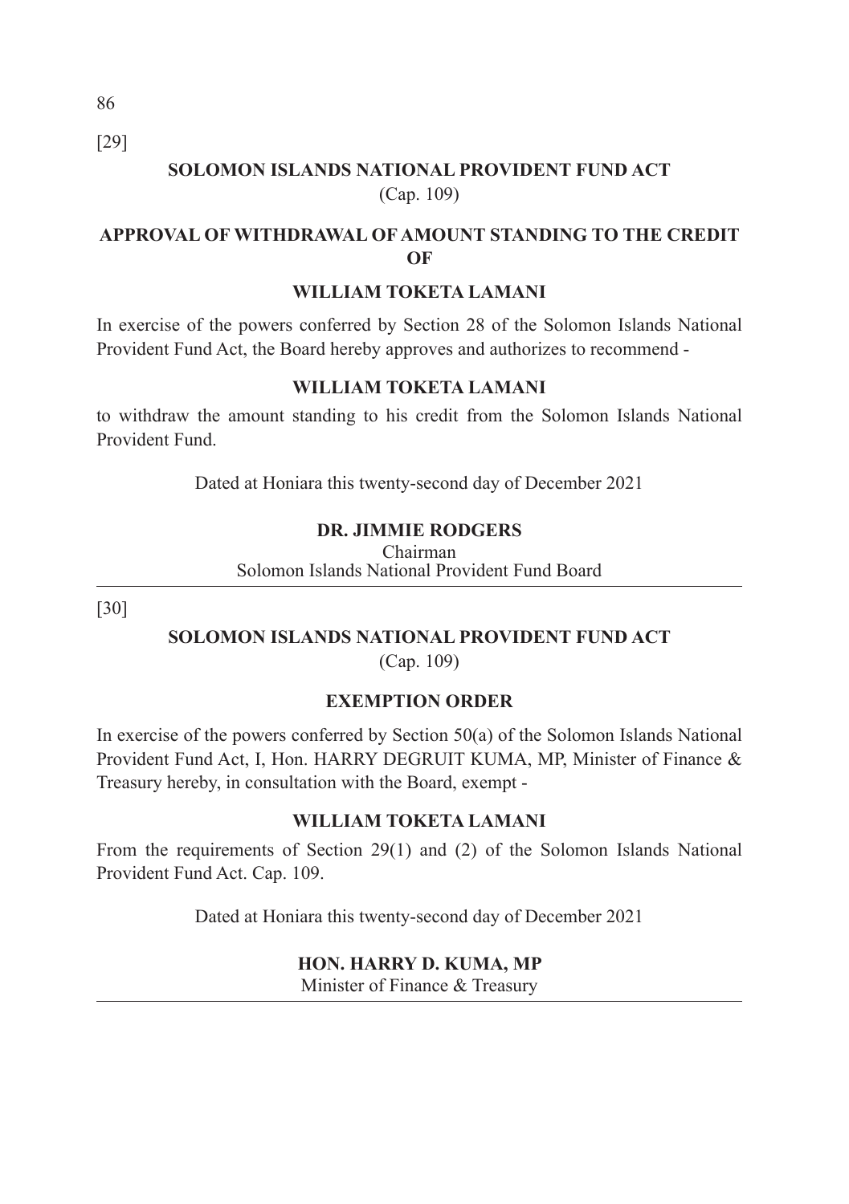[29]

## SOLOMON ISLANDS NATIONAL PROVIDENT FUND ACT

(Cap. 109)

### APPROVAL OF WITHDRAWAL OF AMOUNT STANDING TO THE CREDIT OF

### WILLIAM TOKETA LAMANI

In exercise of the powers conferred by Section 28 of the Solomon Islands National Provident Fund Act, the Board hereby approves and authorizes to recommend -

**WILLIAM TOKETA LAMANI**

to withdraw the amount standing to his credit from the Solomon Islands National Provident Fund.

Dated at Honiara this twenty-second day of December 2021

**DR. JIMMIE RODGERS**
Chairman
Solomon Islands National Provident Fund Board

---

[30]

## SOLOMON ISLANDS NATIONAL PROVIDENT FUND ACT

(Cap. 109)

### EXEMPTION ORDER

In exercise of the powers conferred by Section 50(a) of the Solomon Islands National Provident Fund Act, I, Hon. HARRY DEGRUIT KUMA, MP, Minister of Finance & Treasury hereby, in consultation with the Board, exempt -

**WILLIAM TOKETA LAMANI**

From the requirements of Section 29(1) and (2) of the Solomon Islands National Provident Fund Act. Cap. 109.

Dated at Honiara this twenty-second day of December 2021

**HON. HARRY D. KUMA, MP**
Minister of Finance & Treasury

---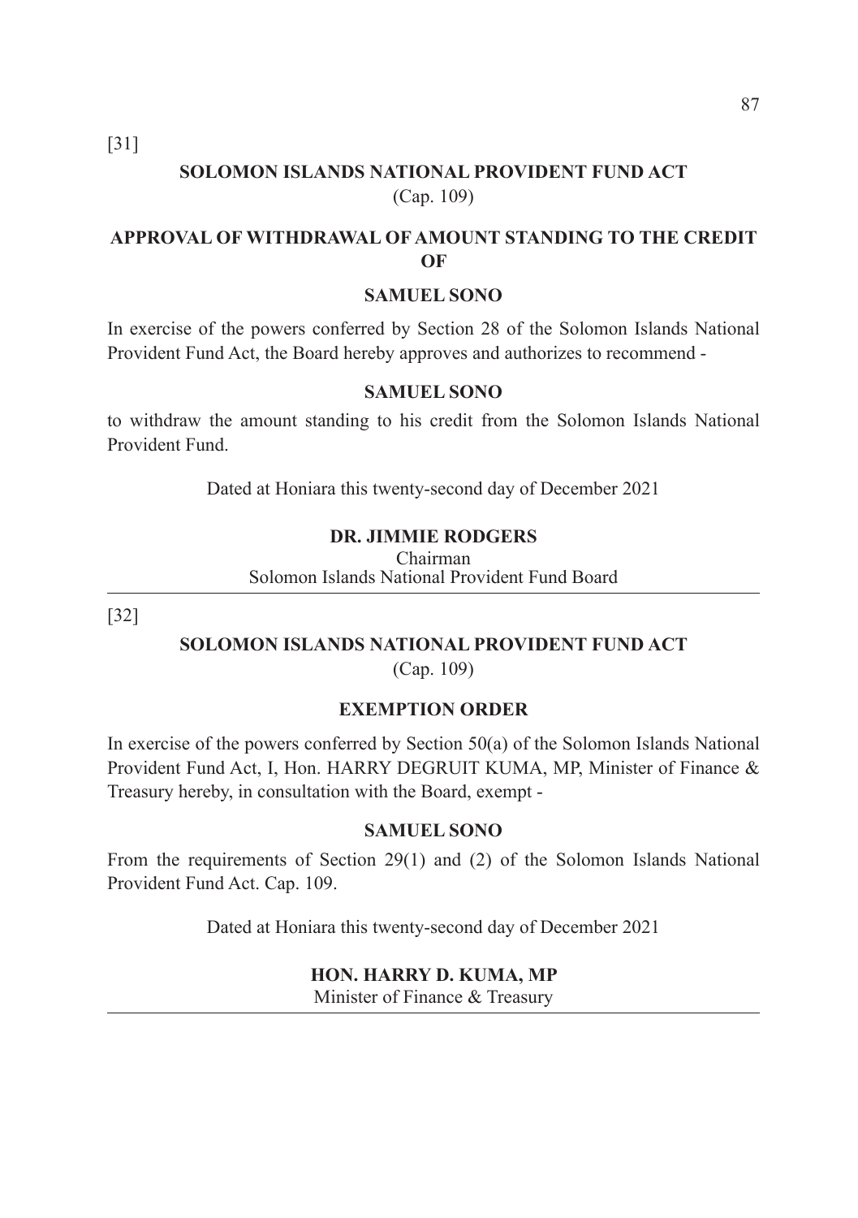[31]

## SOLOMON ISLANDS NATIONAL PROVIDENT FUND ACT

(Cap. 109)

### APPROVAL OF WITHDRAWAL OF AMOUNT STANDING TO THE CREDIT OF

### SAMUEL SONO

In exercise of the powers conferred by Section 28 of the Solomon Islands National Provident Fund Act, the Board hereby approves and authorizes to recommend -

**SAMUEL SONO**

to withdraw the amount standing to his credit from the Solomon Islands National Provident Fund.

Dated at Honiara this twenty-second day of December 2021

**DR. JIMMIE RODGERS**
Chairman
Solomon Islands National Provident Fund Board

---

[32]

## SOLOMON ISLANDS NATIONAL PROVIDENT FUND ACT

(Cap. 109)

### EXEMPTION ORDER

In exercise of the powers conferred by Section 50(a) of the Solomon Islands National Provident Fund Act, I, Hon. HARRY DEGRUIT KUMA, MP, Minister of Finance & Treasury hereby, in consultation with the Board, exempt -

**SAMUEL SONO**

From the requirements of Section 29(1) and (2) of the Solomon Islands National Provident Fund Act. Cap. 109.

Dated at Honiara this twenty-second day of December 2021

**HON. HARRY D. KUMA, MP**
Minister of Finance & Treasury

---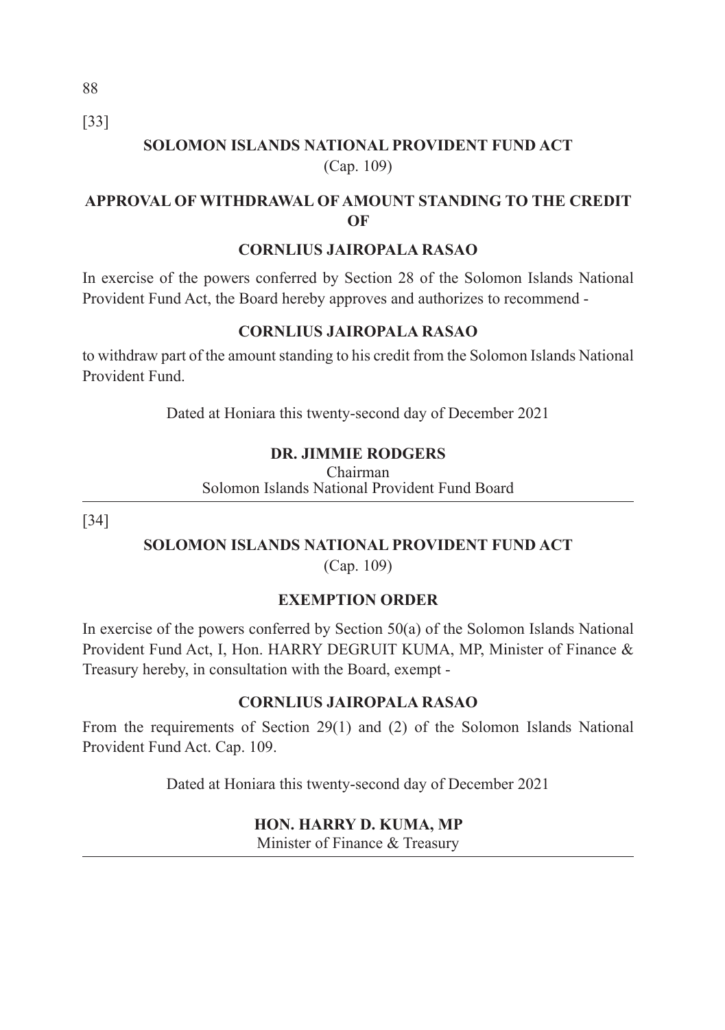[33]

## SOLOMON ISLANDS NATIONAL PROVIDENT FUND ACT

(Cap. 109)

### APPROVAL OF WITHDRAWAL OF AMOUNT STANDING TO THE CREDIT OF

### CORNLIUS JAIROPALA RASAO

In exercise of the powers conferred by Section 28 of the Solomon Islands National Provident Fund Act, the Board hereby approves and authorizes to recommend -

**CORNLIUS JAIROPALA RASAO**

to withdraw part of the amount standing to his credit from the Solomon Islands National Provident Fund.

Dated at Honiara this twenty-second day of December 2021

**DR. JIMMIE RODGERS**
Chairman
Solomon Islands National Provident Fund Board

---

[34]

## SOLOMON ISLANDS NATIONAL PROVIDENT FUND ACT

(Cap. 109)

### EXEMPTION ORDER

In exercise of the powers conferred by Section 50(a) of the Solomon Islands National Provident Fund Act, I, Hon. HARRY DEGRUIT KUMA, MP, Minister of Finance & Treasury hereby, in consultation with the Board, exempt -

**CORNLIUS JAIROPALA RASAO**

From the requirements of Section 29(1) and (2) of the Solomon Islands National Provident Fund Act. Cap. 109.

Dated at Honiara this twenty-second day of December 2021

**HON. HARRY D. KUMA, MP**
Minister of Finance & Treasury

---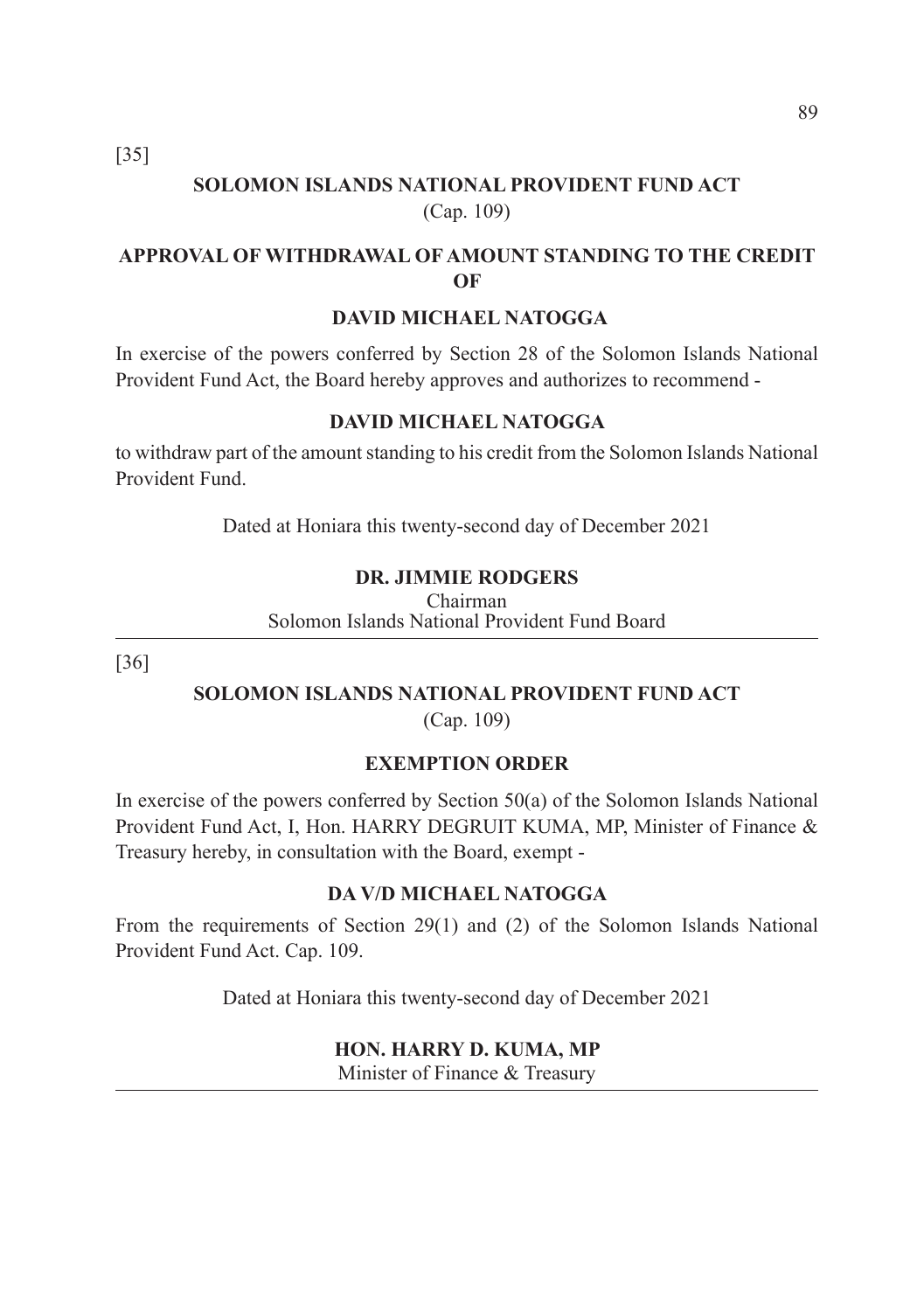[35]

## SOLOMON ISLANDS NATIONAL PROVIDENT FUND ACT

(Cap. 109)

### APPROVAL OF WITHDRAWAL OF AMOUNT STANDING TO THE CREDIT OF

### DAVID MICHAEL NATOGGA

In exercise of the powers conferred by Section 28 of the Solomon Islands National Provident Fund Act, the Board hereby approves and authorizes to recommend -

**DAVID MICHAEL NATOGGA**

to withdraw part of the amount standing to his credit from the Solomon Islands National Provident Fund.

Dated at Honiara this twenty-second day of December 2021

**DR. JIMMIE RODGERS**
Chairman
Solomon Islands National Provident Fund Board

---

[36]

## SOLOMON ISLANDS NATIONAL PROVIDENT FUND ACT

(Cap. 109)

### EXEMPTION ORDER

In exercise of the powers conferred by Section 50(a) of the Solomon Islands National Provident Fund Act, I, Hon. HARRY DEGRUIT KUMA, MP, Minister of Finance & Treasury hereby, in consultation with the Board, exempt -

**DA V/D MICHAEL NATOGGA**

From the requirements of Section 29(1) and (2) of the Solomon Islands National Provident Fund Act. Cap. 109.

Dated at Honiara this twenty-second day of December 2021

**HON. HARRY D. KUMA, MP**
Minister of Finance & Treasury

---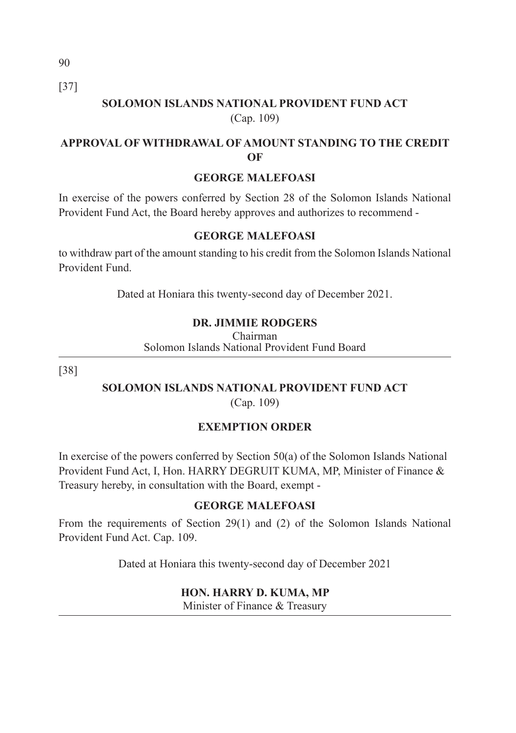[37]

## SOLOMON ISLANDS NATIONAL PROVIDENT FUND ACT

(Cap. 109)

### APPROVAL OF WITHDRAWAL OF AMOUNT STANDING TO THE CREDIT OF

### GEORGE MALEFOASI

In exercise of the powers conferred by Section 28 of the Solomon Islands National Provident Fund Act, the Board hereby approves and authorizes to recommend -

**GEORGE MALEFOASI**

to withdraw part of the amount standing to his credit from the Solomon Islands National Provident Fund.

Dated at Honiara this twenty-second day of December 2021.

**DR. JIMMIE RODGERS**
Chairman
Solomon Islands National Provident Fund Board

---

[38]

## SOLOMON ISLANDS NATIONAL PROVIDENT FUND ACT

(Cap. 109)

### EXEMPTION ORDER

In exercise of the powers conferred by Section 50(a) of the Solomon Islands National Provident Fund Act, I, Hon. HARRY DEGRUIT KUMA, MP, Minister of Finance & Treasury hereby, in consultation with the Board, exempt -

**GEORGE MALEFOASI**

From the requirements of Section 29(1) and (2) of the Solomon Islands National Provident Fund Act. Cap. 109.

Dated at Honiara this twenty-second day of December 2021

**HON. HARRY D. KUMA, MP**
Minister of Finance & Treasury

---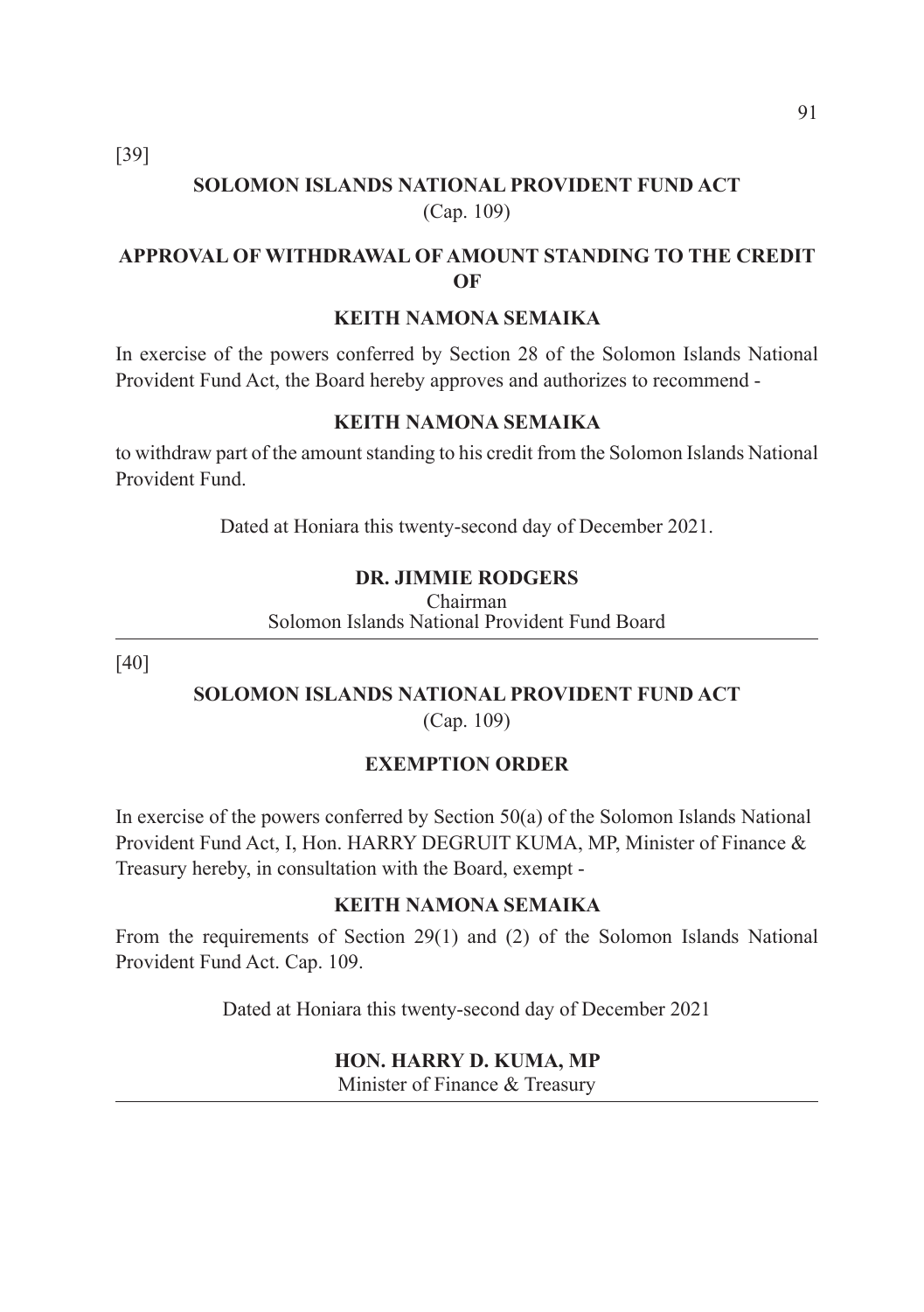[39]

## SOLOMON ISLANDS NATIONAL PROVIDENT FUND ACT

(Cap. 109)

### APPROVAL OF WITHDRAWAL OF AMOUNT STANDING TO THE CREDIT OF

### KEITH NAMONA SEMAIKA

In exercise of the powers conferred by Section 28 of the Solomon Islands National Provident Fund Act, the Board hereby approves and authorizes to recommend -

**KEITH NAMONA SEMAIKA**

to withdraw part of the amount standing to his credit from the Solomon Islands National Provident Fund.

Dated at Honiara this twenty-second day of December 2021.

**DR. JIMMIE RODGERS**
Chairman
Solomon Islands National Provident Fund Board

---

[40]

## SOLOMON ISLANDS NATIONAL PROVIDENT FUND ACT

(Cap. 109)

### EXEMPTION ORDER

In exercise of the powers conferred by Section 50(a) of the Solomon Islands National Provident Fund Act, I, Hon. HARRY DEGRUIT KUMA, MP, Minister of Finance & Treasury hereby, in consultation with the Board, exempt -

**KEITH NAMONA SEMAIKA**

From the requirements of Section 29(1) and (2) of the Solomon Islands National Provident Fund Act. Cap. 109.

Dated at Honiara this twenty-second day of December 2021

**HON. HARRY D. KUMA, MP**
Minister of Finance & Treasury

---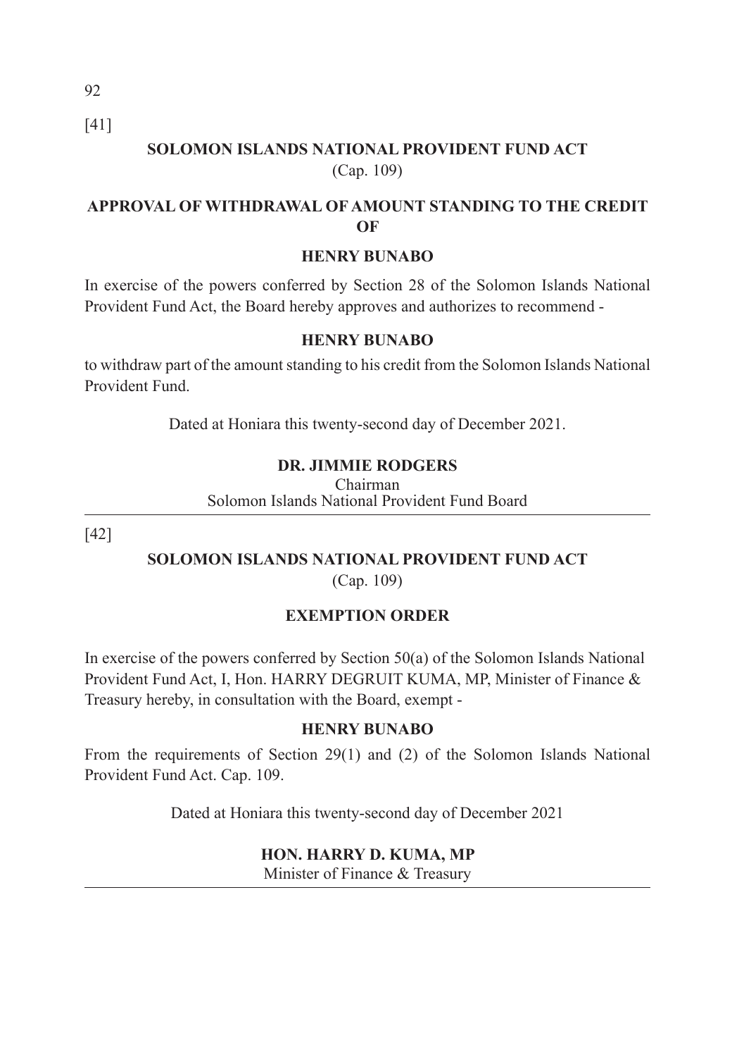[41]

**SOLOMON ISLANDS NATIONAL PROVIDENT FUND ACT**

(Cap. 109)

**APPROVAL OF WITHDRAWAL OF AMOUNT STANDING TO THE CREDIT OF**

**HENRY BUNABO**

In exercise of the powers conferred by Section 28 of the Solomon Islands National Provident Fund Act, the Board hereby approves and authorizes to recommend -

**HENRY BUNABO**

to withdraw part of the amount standing to his credit from the Solomon Islands National Provident Fund.

Dated at Honiara this twenty-second day of December 2021.

**DR. JIMMIE RODGERS**
Chairman
Solomon Islands National Provident Fund Board

---

[42]

**SOLOMON ISLANDS NATIONAL PROVIDENT FUND ACT**

(Cap. 109)

**EXEMPTION ORDER**

In exercise of the powers conferred by Section 50(a) of the Solomon Islands National Provident Fund Act, I, Hon. HARRY DEGRUIT KUMA, MP, Minister of Finance & Treasury hereby, in consultation with the Board, exempt -

**HENRY BUNABO**

From the requirements of Section 29(1) and (2) of the Solomon Islands National Provident Fund Act. Cap. 109.

Dated at Honiara this twenty-second day of December 2021

**HON. HARRY D. KUMA, MP**
Minister of Finance & Treasury

---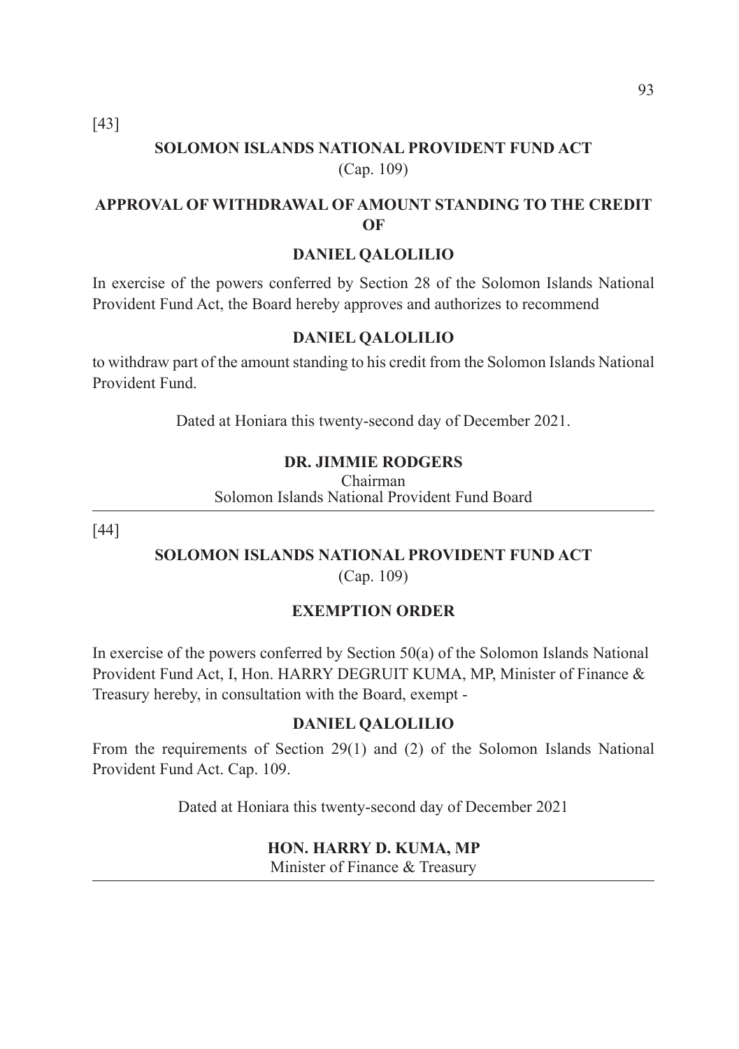[43]

## SOLOMON ISLANDS NATIONAL PROVIDENT FUND ACT

(Cap. 109)

### APPROVAL OF WITHDRAWAL OF AMOUNT STANDING TO THE CREDIT OF

### DANIEL QALOLILIO

In exercise of the powers conferred by Section 28 of the Solomon Islands National Provident Fund Act, the Board hereby approves and authorizes to recommend

**DANIEL QALOLILIO**

to withdraw part of the amount standing to his credit from the Solomon Islands National Provident Fund.

Dated at Honiara this twenty-second day of December 2021.

**DR. JIMMIE RODGERS**
Chairman
Solomon Islands National Provident Fund Board

---

[44]

## SOLOMON ISLANDS NATIONAL PROVIDENT FUND ACT

(Cap. 109)

### EXEMPTION ORDER

In exercise of the powers conferred by Section 50(a) of the Solomon Islands National Provident Fund Act, I, Hon. HARRY DEGRUIT KUMA, MP, Minister of Finance & Treasury hereby, in consultation with the Board, exempt -

**DANIEL QALOLILIO**

From the requirements of Section 29(1) and (2) of the Solomon Islands National Provident Fund Act. Cap. 109.

Dated at Honiara this twenty-second day of December 2021

**HON. HARRY D. KUMA, MP**
Minister of Finance & Treasury

---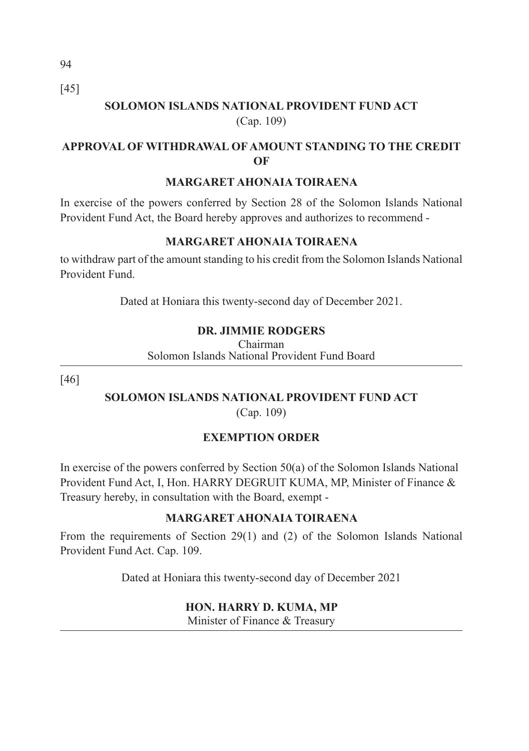[45]

## SOLOMON ISLANDS NATIONAL PROVIDENT FUND ACT

(Cap. 109)

### APPROVAL OF WITHDRAWAL OF AMOUNT STANDING TO THE CREDIT OF

### MARGARET AHONAIA TOIRAENA

In exercise of the powers conferred by Section 28 of the Solomon Islands National Provident Fund Act, the Board hereby approves and authorizes to recommend -

**MARGARET AHONAIA TOIRAENA**

to withdraw part of the amount standing to his credit from the Solomon Islands National Provident Fund.

Dated at Honiara this twenty-second day of December 2021.

**DR. JIMMIE RODGERS**
Chairman
Solomon Islands National Provident Fund Board

---

[46]

## SOLOMON ISLANDS NATIONAL PROVIDENT FUND ACT

(Cap. 109)

### EXEMPTION ORDER

In exercise of the powers conferred by Section 50(a) of the Solomon Islands National Provident Fund Act, I, Hon. HARRY DEGRUIT KUMA, MP, Minister of Finance & Treasury hereby, in consultation with the Board, exempt -

**MARGARET AHONAIA TOIRAENA**

From the requirements of Section 29(1) and (2) of the Solomon Islands National Provident Fund Act. Cap. 109.

Dated at Honiara this twenty-second day of December 2021

**HON. HARRY D. KUMA, MP**
Minister of Finance & Treasury

---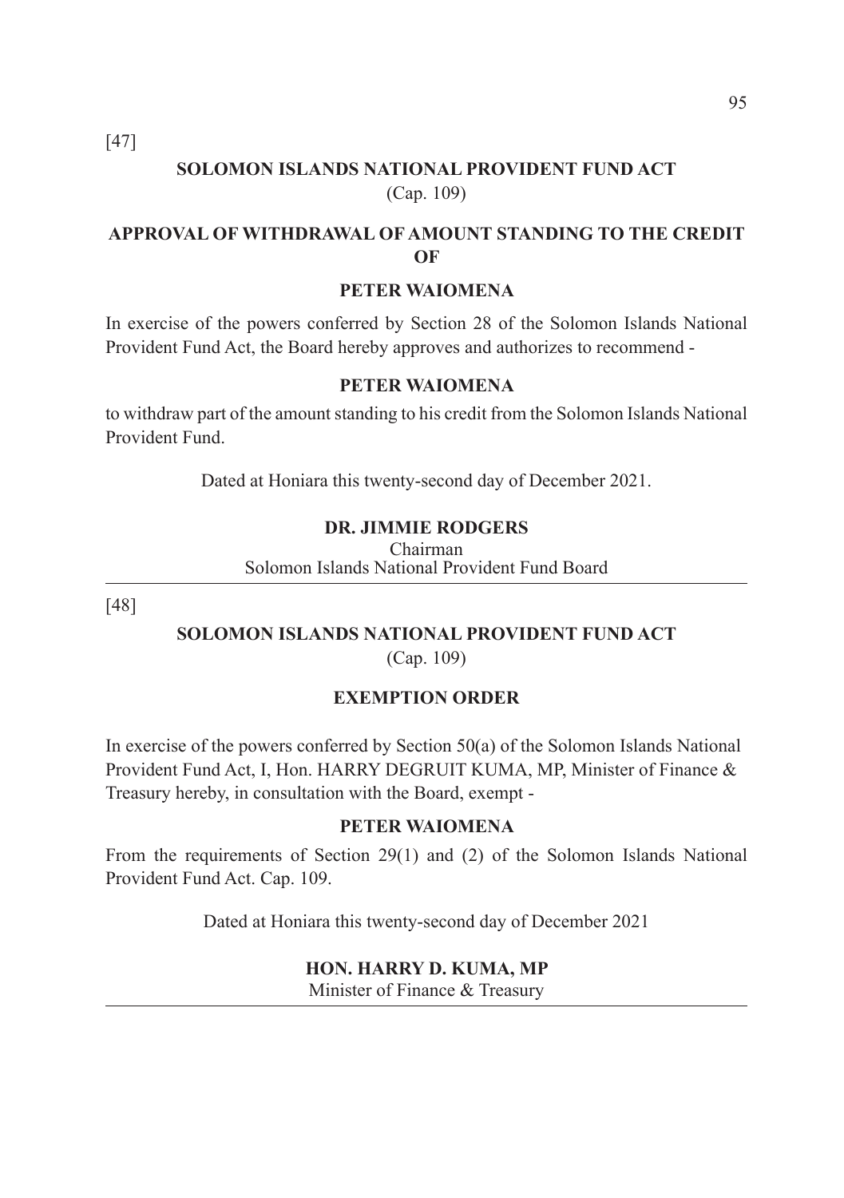[47]

**SOLOMON ISLANDS NATIONAL PROVIDENT FUND ACT**

(Cap. 109)

**APPROVAL OF WITHDRAWAL OF AMOUNT STANDING TO THE CREDIT OF**

**PETER WAIOMENA**

In exercise of the powers conferred by Section 28 of the Solomon Islands National Provident Fund Act, the Board hereby approves and authorizes to recommend -

**PETER WAIOMENA**

to withdraw part of the amount standing to his credit from the Solomon Islands National Provident Fund.

Dated at Honiara this twenty-second day of December 2021.

**DR. JIMMIE RODGERS**
Chairman
Solomon Islands National Provident Fund Board

---

[48]

**SOLOMON ISLANDS NATIONAL PROVIDENT FUND ACT**

(Cap. 109)

**EXEMPTION ORDER**

In exercise of the powers conferred by Section 50(a) of the Solomon Islands National Provident Fund Act, I, Hon. HARRY DEGRUIT KUMA, MP, Minister of Finance & Treasury hereby, in consultation with the Board, exempt -

**PETER WAIOMENA**

From the requirements of Section 29(1) and (2) of the Solomon Islands National Provident Fund Act. Cap. 109.

Dated at Honiara this twenty-second day of December 2021

**HON. HARRY D. KUMA, MP**
Minister of Finance & Treasury

---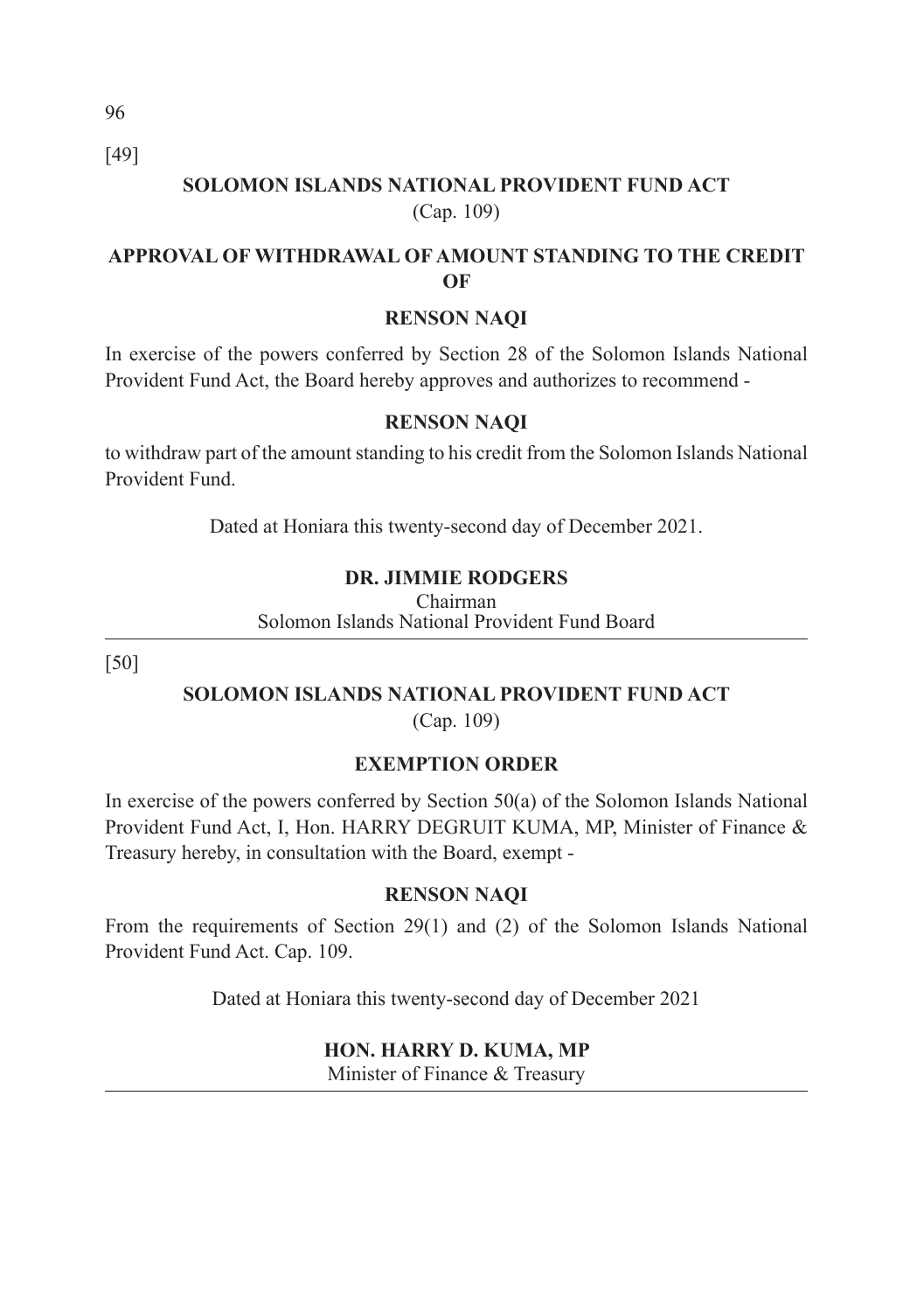[49]

## SOLOMON ISLANDS NATIONAL PROVIDENT FUND ACT

(Cap. 109)

### APPROVAL OF WITHDRAWAL OF AMOUNT STANDING TO THE CREDIT OF

### RENSON NAQI

In exercise of the powers conferred by Section 28 of the Solomon Islands National Provident Fund Act, the Board hereby approves and authorizes to recommend -

**RENSON NAQI**

to withdraw part of the amount standing to his credit from the Solomon Islands National Provident Fund.

Dated at Honiara this twenty-second day of December 2021.

**DR. JIMMIE RODGERS**
Chairman
Solomon Islands National Provident Fund Board

---

[50]

## SOLOMON ISLANDS NATIONAL PROVIDENT FUND ACT

(Cap. 109)

### EXEMPTION ORDER

In exercise of the powers conferred by Section 50(a) of the Solomon Islands National Provident Fund Act, I, Hon. HARRY DEGRUIT KUMA, MP, Minister of Finance & Treasury hereby, in consultation with the Board, exempt -

**RENSON NAQI**

From the requirements of Section 29(1) and (2) of the Solomon Islands National Provident Fund Act. Cap. 109.

Dated at Honiara this twenty-second day of December 2021

**HON. HARRY D. KUMA, MP**
Minister of Finance & Treasury

---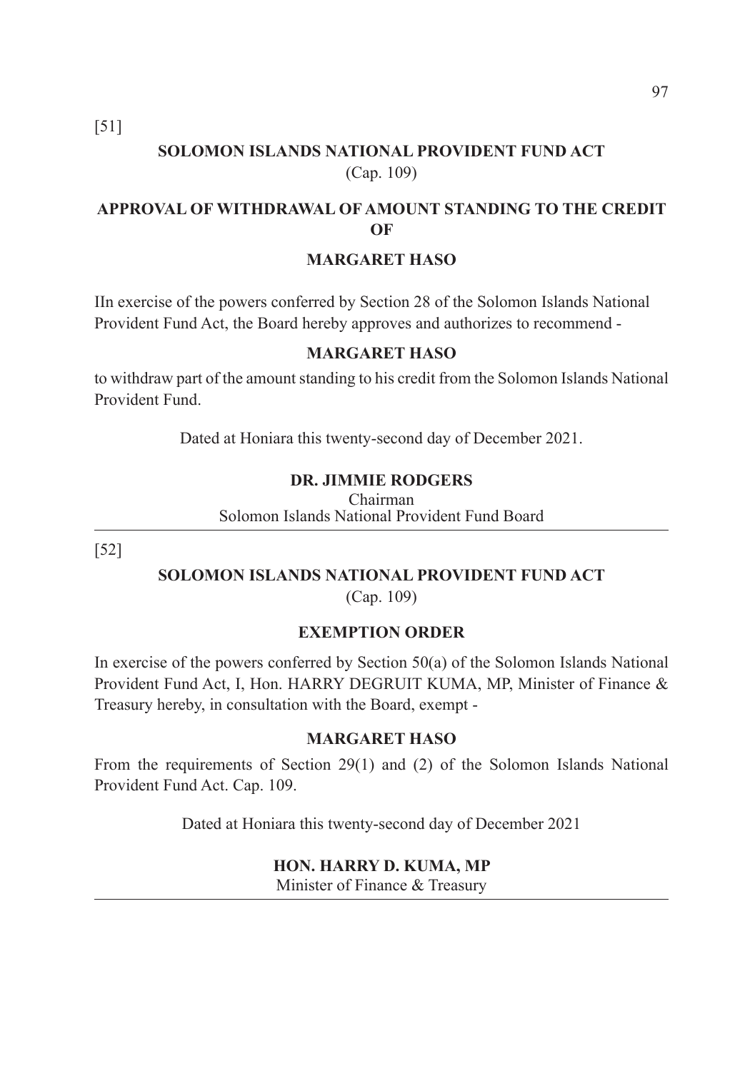[51]

## SOLOMON ISLANDS NATIONAL PROVIDENT FUND ACT

(Cap. 109)

### APPROVAL OF WITHDRAWAL OF AMOUNT STANDING TO THE CREDIT OF

### MARGARET HASO

IIn exercise of the powers conferred by Section 28 of the Solomon Islands National Provident Fund Act, the Board hereby approves and authorizes to recommend -

**MARGARET HASO**

to withdraw part of the amount standing to his credit from the Solomon Islands National Provident Fund.

Dated at Honiara this twenty-second day of December 2021.

**DR. JIMMIE RODGERS**
Chairman
Solomon Islands National Provident Fund Board

---

[52]

## SOLOMON ISLANDS NATIONAL PROVIDENT FUND ACT

(Cap. 109)

### EXEMPTION ORDER

In exercise of the powers conferred by Section 50(a) of the Solomon Islands National Provident Fund Act, I, Hon. HARRY DEGRUIT KUMA, MP, Minister of Finance & Treasury hereby, in consultation with the Board, exempt -

**MARGARET HASO**

From the requirements of Section 29(1) and (2) of the Solomon Islands National Provident Fund Act. Cap. 109.

Dated at Honiara this twenty-second day of December 2021

**HON. HARRY D. KUMA, MP**
Minister of Finance & Treasury

---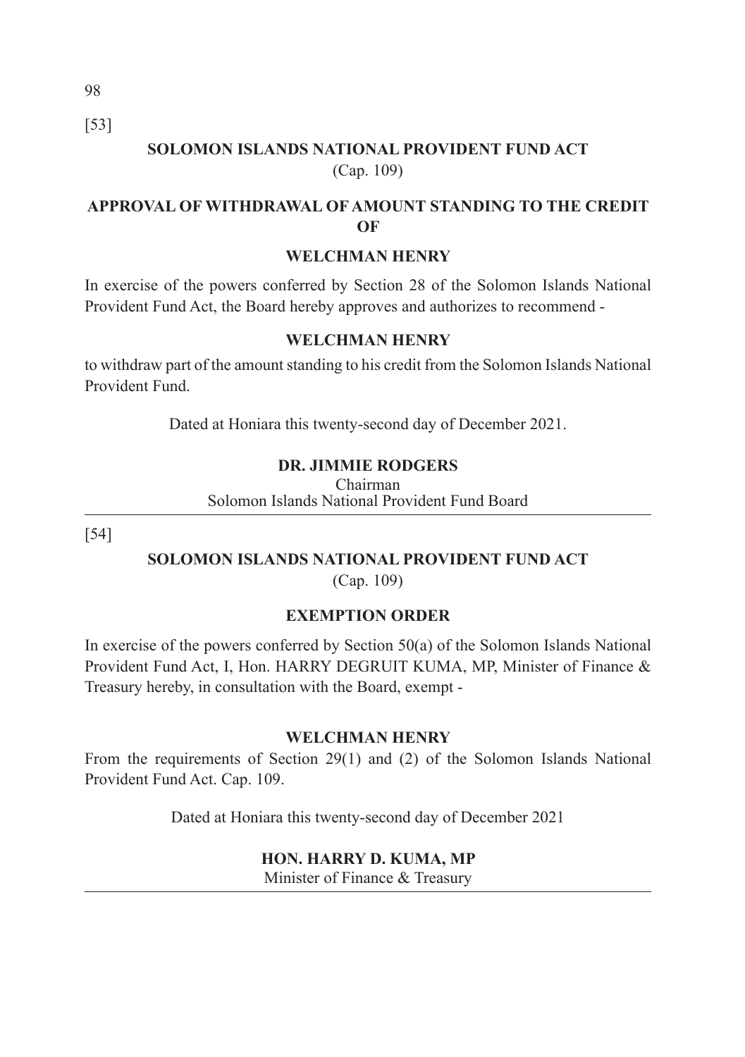[53]

## SOLOMON ISLANDS NATIONAL PROVIDENT FUND ACT

(Cap. 109)

### APPROVAL OF WITHDRAWAL OF AMOUNT STANDING TO THE CREDIT OF

### WELCHMAN HENRY

In exercise of the powers conferred by Section 28 of the Solomon Islands National Provident Fund Act, the Board hereby approves and authorizes to recommend -

**WELCHMAN HENRY**

to withdraw part of the amount standing to his credit from the Solomon Islands National Provident Fund.

Dated at Honiara this twenty-second day of December 2021.

**DR. JIMMIE RODGERS**
Chairman
Solomon Islands National Provident Fund Board

---

[54]

## SOLOMON ISLANDS NATIONAL PROVIDENT FUND ACT

(Cap. 109)

### EXEMPTION ORDER

In exercise of the powers conferred by Section 50(a) of the Solomon Islands National Provident Fund Act, I, Hon. HARRY DEGRUIT KUMA, MP, Minister of Finance & Treasury hereby, in consultation with the Board, exempt -

**WELCHMAN HENRY**

From the requirements of Section 29(1) and (2) of the Solomon Islands National Provident Fund Act. Cap. 109.

Dated at Honiara this twenty-second day of December 2021

**HON. HARRY D. KUMA, MP**
Minister of Finance & Treasury

---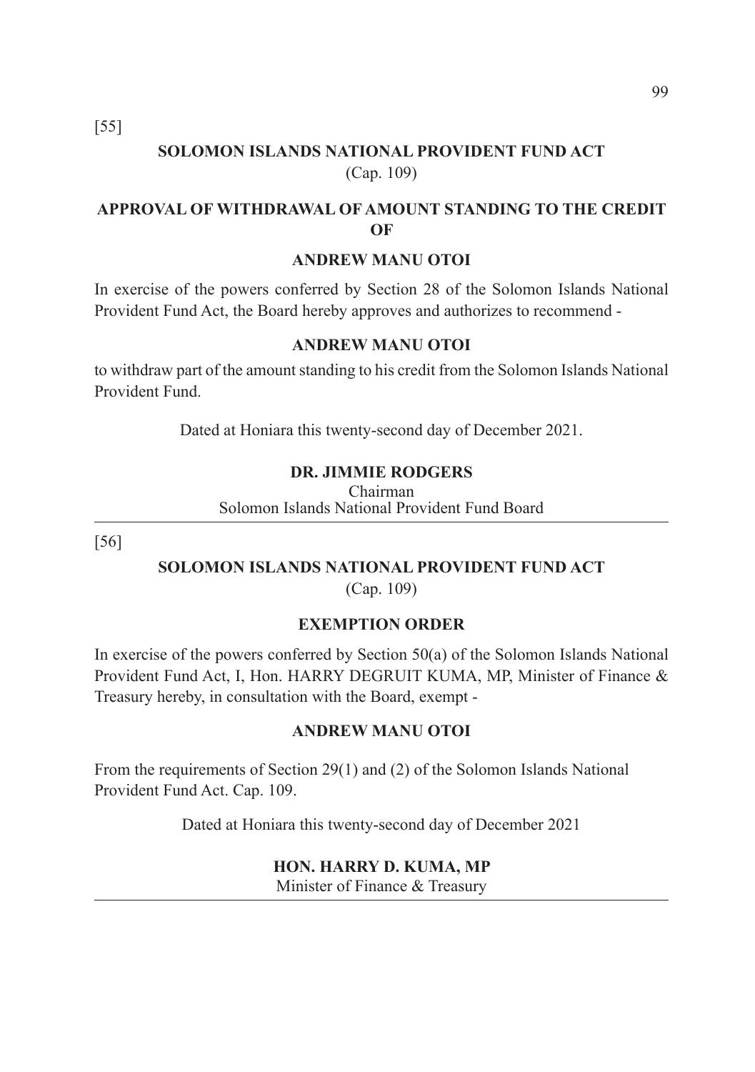[55]

## SOLOMON ISLANDS NATIONAL PROVIDENT FUND ACT

(Cap. 109)

### APPROVAL OF WITHDRAWAL OF AMOUNT STANDING TO THE CREDIT OF

### ANDREW MANU OTOI

In exercise of the powers conferred by Section 28 of the Solomon Islands National Provident Fund Act, the Board hereby approves and authorizes to recommend -

**ANDREW MANU OTOI**

to withdraw part of the amount standing to his credit from the Solomon Islands National Provident Fund.

Dated at Honiara this twenty-second day of December 2021.

**DR. JIMMIE RODGERS**
Chairman
Solomon Islands National Provident Fund Board

---

[56]

## SOLOMON ISLANDS NATIONAL PROVIDENT FUND ACT

(Cap. 109)

### EXEMPTION ORDER

In exercise of the powers conferred by Section 50(a) of the Solomon Islands National Provident Fund Act, I, Hon. HARRY DEGRUIT KUMA, MP, Minister of Finance & Treasury hereby, in consultation with the Board, exempt -

**ANDREW MANU OTOI**

From the requirements of Section 29(1) and (2) of the Solomon Islands National Provident Fund Act. Cap. 109.

Dated at Honiara this twenty-second day of December 2021

**HON. HARRY D. KUMA, MP**
Minister of Finance & Treasury

---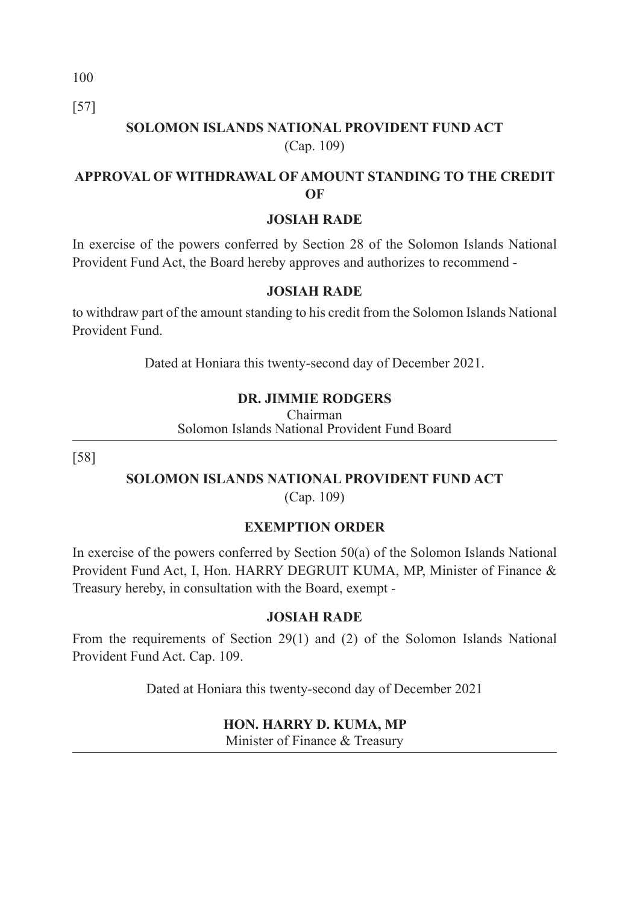[57]

**SOLOMON ISLANDS NATIONAL PROVIDENT FUND ACT**

(Cap. 109)

**APPROVAL OF WITHDRAWAL OF AMOUNT STANDING TO THE CREDIT OF**

**JOSIAH RADE**

In exercise of the powers conferred by Section 28 of the Solomon Islands National Provident Fund Act, the Board hereby approves and authorizes to recommend -

**JOSIAH RADE**

to withdraw part of the amount standing to his credit from the Solomon Islands National Provident Fund.

Dated at Honiara this twenty-second day of December 2021.

**DR. JIMMIE RODGERS**
Chairman
Solomon Islands National Provident Fund Board

---

[58]

**SOLOMON ISLANDS NATIONAL PROVIDENT FUND ACT**

(Cap. 109)

**EXEMPTION ORDER**

In exercise of the powers conferred by Section 50(a) of the Solomon Islands National Provident Fund Act, I, Hon. HARRY DEGRUIT KUMA, MP, Minister of Finance & Treasury hereby, in consultation with the Board, exempt -

**JOSIAH RADE**

From the requirements of Section 29(1) and (2) of the Solomon Islands National Provident Fund Act. Cap. 109.

Dated at Honiara this twenty-second day of December 2021

**HON. HARRY D. KUMA, MP**
Minister of Finance & Treasury

---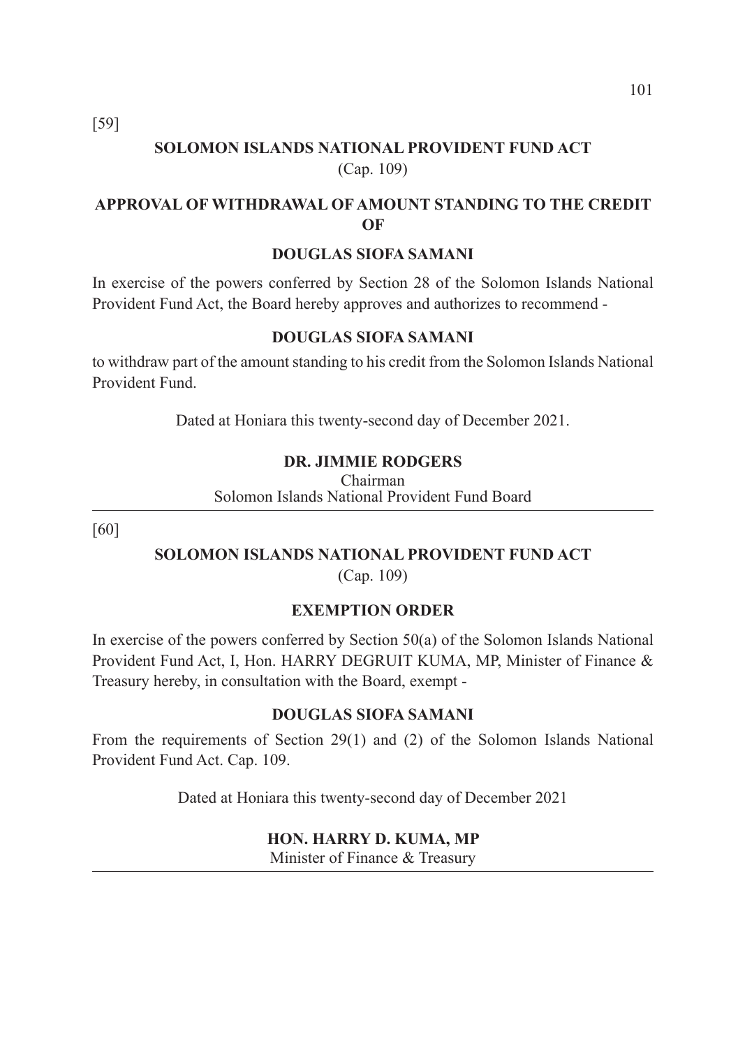[59]

## SOLOMON ISLANDS NATIONAL PROVIDENT FUND ACT

(Cap. 109)

### APPROVAL OF WITHDRAWAL OF AMOUNT STANDING TO THE CREDIT OF

### DOUGLAS SIOFA SAMANI

In exercise of the powers conferred by Section 28 of the Solomon Islands National Provident Fund Act, the Board hereby approves and authorizes to recommend -

**DOUGLAS SIOFA SAMANI**

to withdraw part of the amount standing to his credit from the Solomon Islands National Provident Fund.

Dated at Honiara this twenty-second day of December 2021.

**DR. JIMMIE RODGERS**
Chairman
Solomon Islands National Provident Fund Board

---

[60]

## SOLOMON ISLANDS NATIONAL PROVIDENT FUND ACT

(Cap. 109)

### EXEMPTION ORDER

In exercise of the powers conferred by Section 50(a) of the Solomon Islands National Provident Fund Act, I, Hon. HARRY DEGRUIT KUMA, MP, Minister of Finance & Treasury hereby, in consultation with the Board, exempt -

**DOUGLAS SIOFA SAMANI**

From the requirements of Section 29(1) and (2) of the Solomon Islands National Provident Fund Act. Cap. 109.

Dated at Honiara this twenty-second day of December 2021

**HON. HARRY D. KUMA, MP**
Minister of Finance & Treasury

---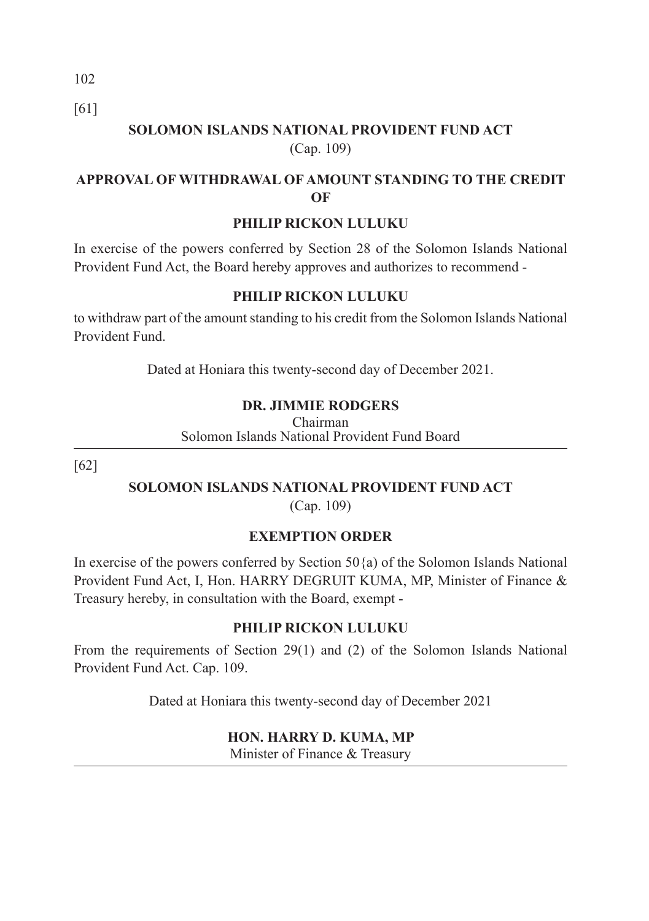[61]

## SOLOMON ISLANDS NATIONAL PROVIDENT FUND ACT

(Cap. 109)

### APPROVAL OF WITHDRAWAL OF AMOUNT STANDING TO THE CREDIT OF

### PHILIP RICKON LULUKU

In exercise of the powers conferred by Section 28 of the Solomon Islands National Provident Fund Act, the Board hereby approves and authorizes to recommend -

**PHILIP RICKON LULUKU**

to withdraw part of the amount standing to his credit from the Solomon Islands National Provident Fund.

Dated at Honiara this twenty-second day of December 2021.

**DR. JIMMIE RODGERS**
Chairman
Solomon Islands National Provident Fund Board

---

[62]

## SOLOMON ISLANDS NATIONAL PROVIDENT FUND ACT

(Cap. 109)

### EXEMPTION ORDER

In exercise of the powers conferred by Section 50{a) of the Solomon Islands National Provident Fund Act, I, Hon. HARRY DEGRUIT KUMA, MP, Minister of Finance & Treasury hereby, in consultation with the Board, exempt -

**PHILIP RICKON LULUKU**

From the requirements of Section 29(1) and (2) of the Solomon Islands National Provident Fund Act. Cap. 109.

Dated at Honiara this twenty-second day of December 2021

**HON. HARRY D. KUMA, MP**
Minister of Finance & Treasury

---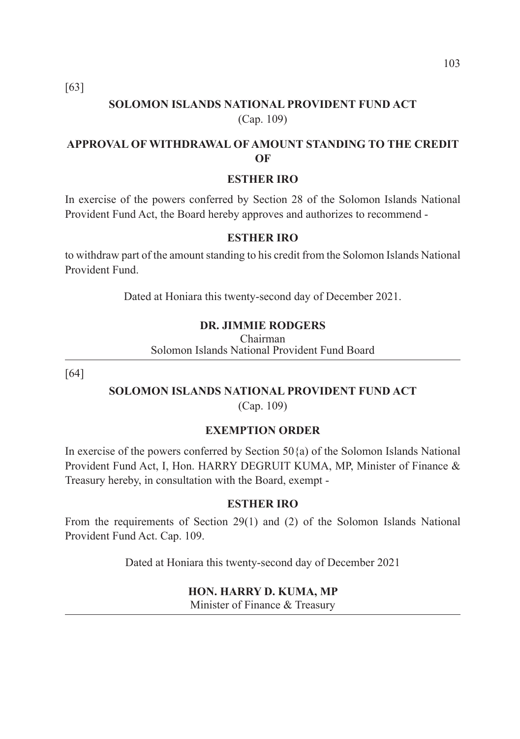[63]

**SOLOMON ISLANDS NATIONAL PROVIDENT FUND ACT**
(Cap. 109)

**APPROVAL OF WITHDRAWAL OF AMOUNT STANDING TO THE CREDIT OF**

**ESTHER IRO**

In exercise of the powers conferred by Section 28 of the Solomon Islands National Provident Fund Act, the Board hereby approves and authorizes to recommend -

**ESTHER IRO**

to withdraw part of the amount standing to his credit from the Solomon Islands National Provident Fund.

Dated at Honiara this twenty-second day of December 2021.

**DR. JIMMIE RODGERS**
Chairman
Solomon Islands National Provident Fund Board

---

[64]

**SOLOMON ISLANDS NATIONAL PROVIDENT FUND ACT**
(Cap. 109)

**EXEMPTION ORDER**

In exercise of the powers conferred by Section 50{a) of the Solomon Islands National Provident Fund Act, I, Hon. HARRY DEGRUIT KUMA, MP, Minister of Finance & Treasury hereby, in consultation with the Board, exempt -

**ESTHER IRO**

From the requirements of Section 29(1) and (2) of the Solomon Islands National Provident Fund Act. Cap. 109.

Dated at Honiara this twenty-second day of December 2021

**HON. HARRY D. KUMA, MP**
Minister of Finance & Treasury

---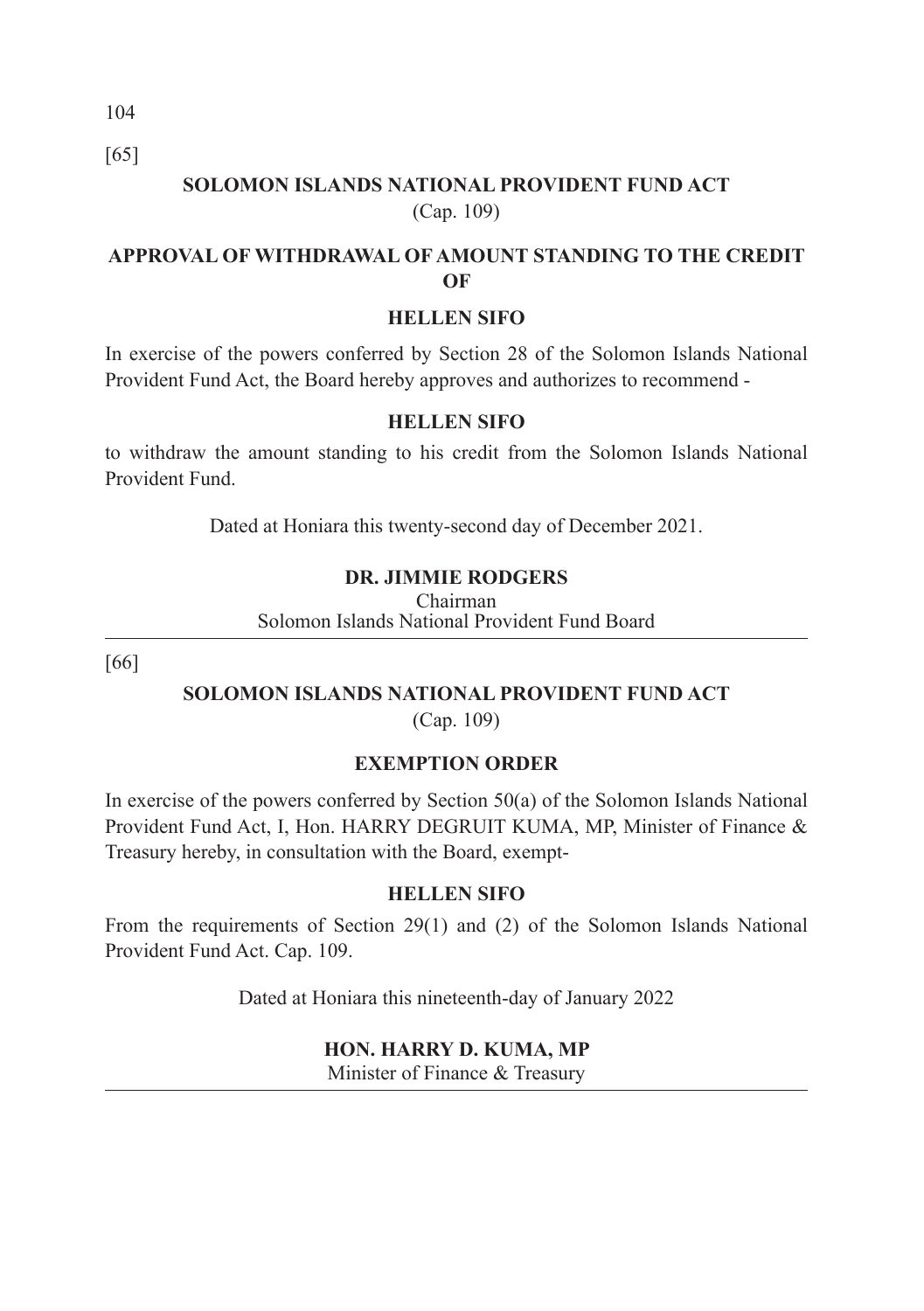[65]

## SOLOMON ISLANDS NATIONAL PROVIDENT FUND ACT

(Cap. 109)

### APPROVAL OF WITHDRAWAL OF AMOUNT STANDING TO THE CREDIT OF

### HELLEN SIFO

In exercise of the powers conferred by Section 28 of the Solomon Islands National Provident Fund Act, the Board hereby approves and authorizes to recommend -

**HELLEN SIFO**

to withdraw the amount standing to his credit from the Solomon Islands National Provident Fund.

Dated at Honiara this twenty-second day of December 2021.

**DR. JIMMIE RODGERS**
Chairman
Solomon Islands National Provident Fund Board

---

[66]

## SOLOMON ISLANDS NATIONAL PROVIDENT FUND ACT

(Cap. 109)

### EXEMPTION ORDER

In exercise of the powers conferred by Section 50(a) of the Solomon Islands National Provident Fund Act, I, Hon. HARRY DEGRUIT KUMA, MP, Minister of Finance & Treasury hereby, in consultation with the Board, exempt-

**HELLEN SIFO**

From the requirements of Section 29(1) and (2) of the Solomon Islands National Provident Fund Act. Cap. 109.

Dated at Honiara this nineteenth-day of January 2022

**HON. HARRY D. KUMA, MP**
Minister of Finance & Treasury

---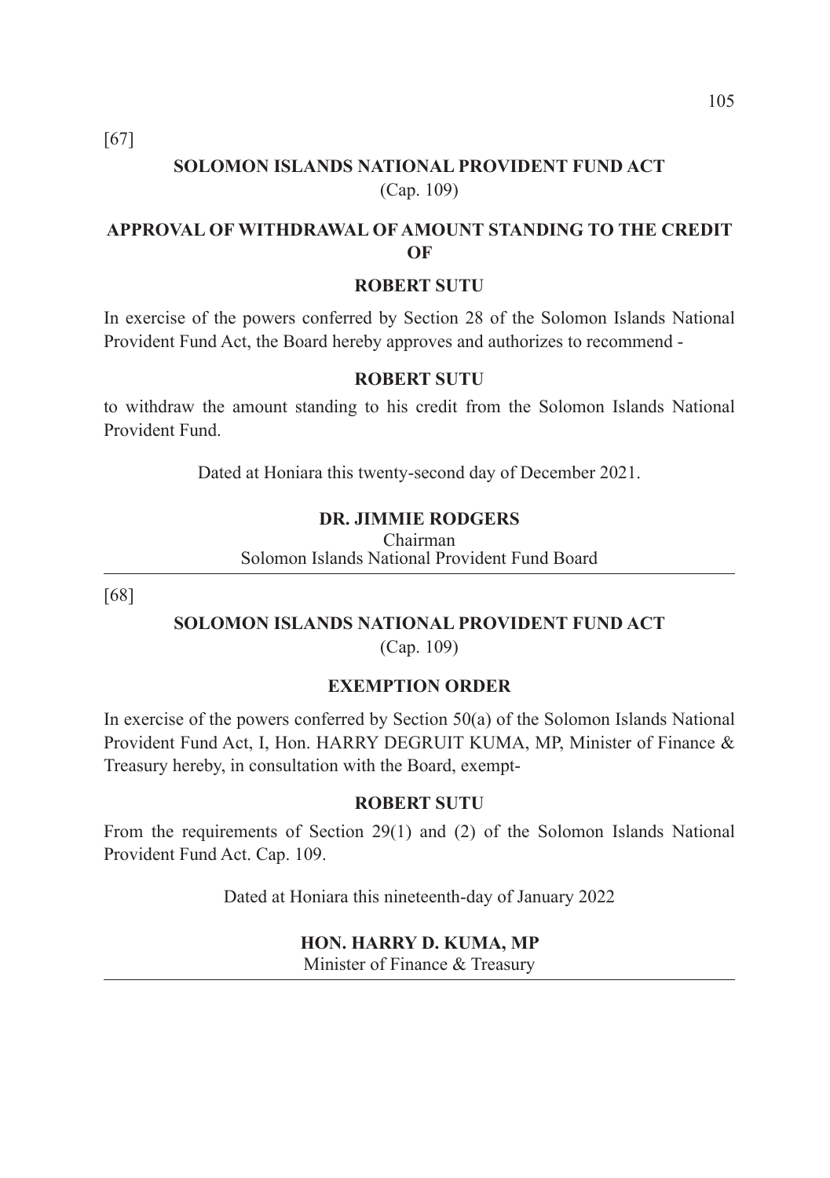[67]

## SOLOMON ISLANDS NATIONAL PROVIDENT FUND ACT

(Cap. 109)

### APPROVAL OF WITHDRAWAL OF AMOUNT STANDING TO THE CREDIT OF

### ROBERT SUTU

In exercise of the powers conferred by Section 28 of the Solomon Islands National Provident Fund Act, the Board hereby approves and authorizes to recommend -

**ROBERT SUTU**

to withdraw the amount standing to his credit from the Solomon Islands National Provident Fund.

Dated at Honiara this twenty-second day of December 2021.

**DR. JIMMIE RODGERS**
Chairman
Solomon Islands National Provident Fund Board

---

[68]

## SOLOMON ISLANDS NATIONAL PROVIDENT FUND ACT

(Cap. 109)

### EXEMPTION ORDER

In exercise of the powers conferred by Section 50(a) of the Solomon Islands National Provident Fund Act, I, Hon. HARRY DEGRUIT KUMA, MP, Minister of Finance & Treasury hereby, in consultation with the Board, exempt-

**ROBERT SUTU**

From the requirements of Section 29(1) and (2) of the Solomon Islands National Provident Fund Act. Cap. 109.

Dated at Honiara this nineteenth-day of January 2022

**HON. HARRY D. KUMA, MP**
Minister of Finance & Treasury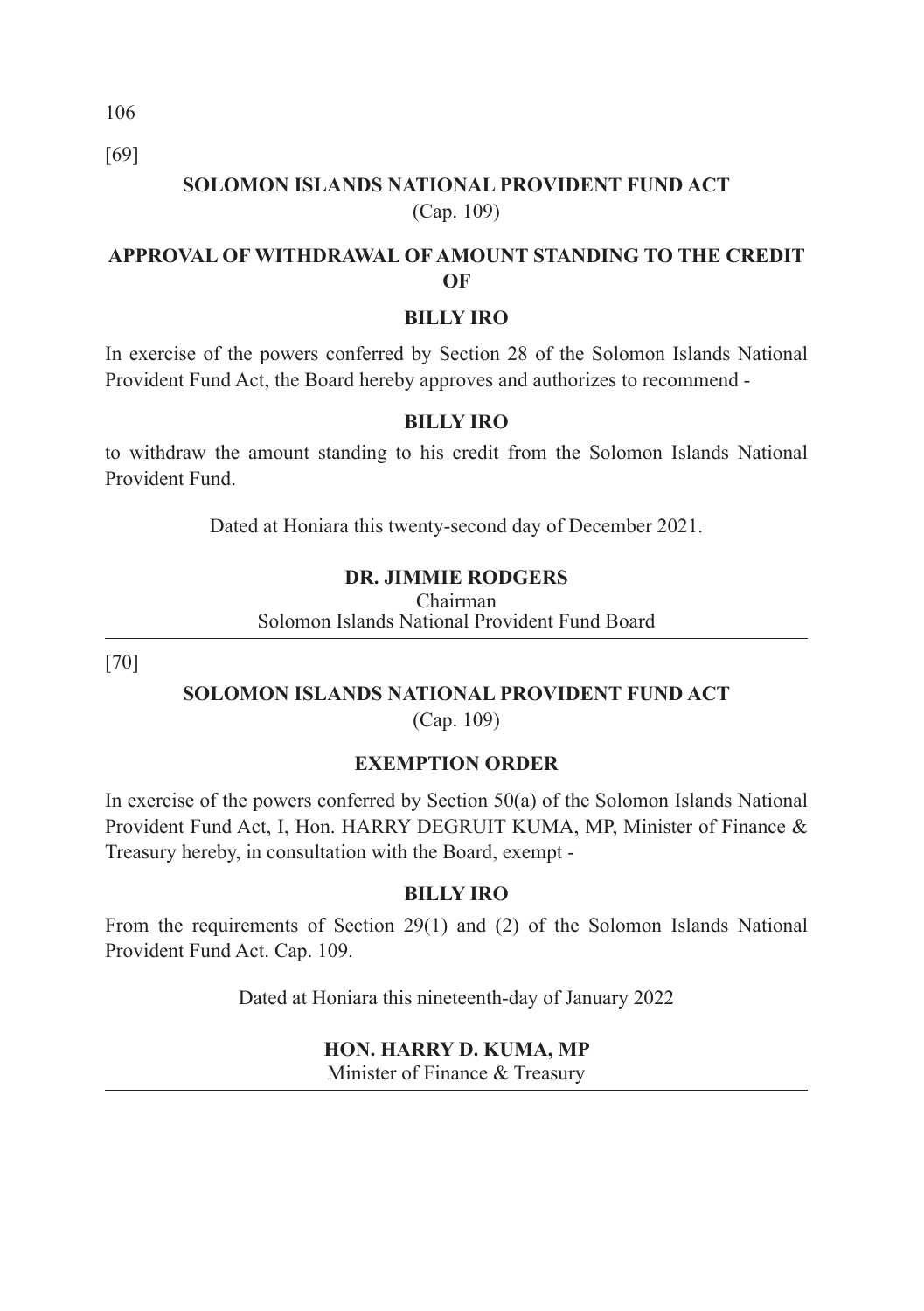[69]

## SOLOMON ISLANDS NATIONAL PROVIDENT FUND ACT

(Cap. 109)

### APPROVAL OF WITHDRAWAL OF AMOUNT STANDING TO THE CREDIT OF

### BILLY IRO

In exercise of the powers conferred by Section 28 of the Solomon Islands National Provident Fund Act, the Board hereby approves and authorizes to recommend -

**BILLY IRO**

to withdraw the amount standing to his credit from the Solomon Islands National Provident Fund.

Dated at Honiara this twenty-second day of December 2021.

**DR. JIMMIE RODGERS**
Chairman
Solomon Islands National Provident Fund Board

---

[70]

## SOLOMON ISLANDS NATIONAL PROVIDENT FUND ACT

(Cap. 109)

### EXEMPTION ORDER

In exercise of the powers conferred by Section 50(a) of the Solomon Islands National Provident Fund Act, I, Hon. HARRY DEGRUIT KUMA, MP, Minister of Finance & Treasury hereby, in consultation with the Board, exempt -

**BILLY IRO**

From the requirements of Section 29(1) and (2) of the Solomon Islands National Provident Fund Act. Cap. 109.

Dated at Honiara this nineteenth-day of January 2022

**HON. HARRY D. KUMA, MP**
Minister of Finance & Treasury

---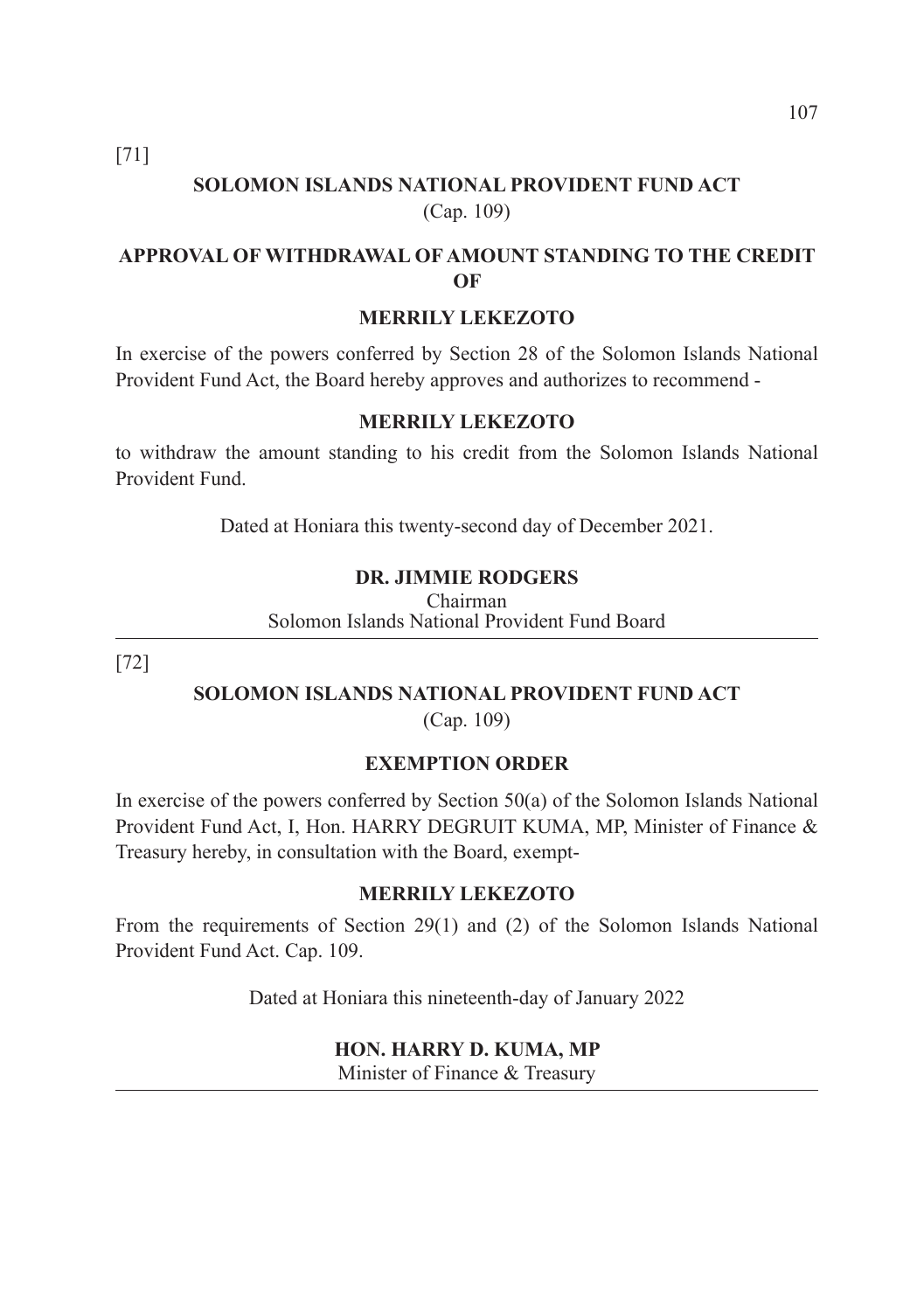[71]

## SOLOMON ISLANDS NATIONAL PROVIDENT FUND ACT

(Cap. 109)

### APPROVAL OF WITHDRAWAL OF AMOUNT STANDING TO THE CREDIT OF

### MERRILY LEKEZOTO

In exercise of the powers conferred by Section 28 of the Solomon Islands National Provident Fund Act, the Board hereby approves and authorizes to recommend -

**MERRILY LEKEZOTO**

to withdraw the amount standing to his credit from the Solomon Islands National Provident Fund.

Dated at Honiara this twenty-second day of December 2021.

**DR. JIMMIE RODGERS**
Chairman
Solomon Islands National Provident Fund Board

---

[72]

## SOLOMON ISLANDS NATIONAL PROVIDENT FUND ACT

(Cap. 109)

### EXEMPTION ORDER

In exercise of the powers conferred by Section 50(a) of the Solomon Islands National Provident Fund Act, I, Hon. HARRY DEGRUIT KUMA, MP, Minister of Finance & Treasury hereby, in consultation with the Board, exempt-

**MERRILY LEKEZOTO**

From the requirements of Section 29(1) and (2) of the Solomon Islands National Provident Fund Act. Cap. 109.

Dated at Honiara this nineteenth-day of January 2022

**HON. HARRY D. KUMA, MP**
Minister of Finance & Treasury

---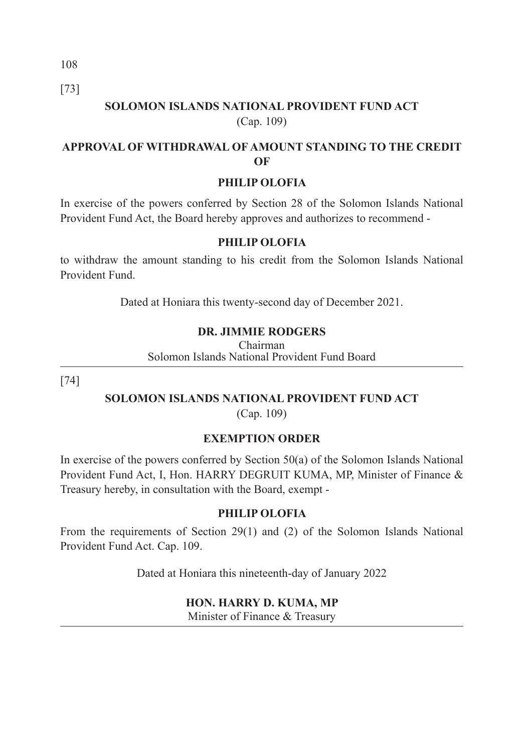[73]

**SOLOMON ISLANDS NATIONAL PROVIDENT FUND ACT**

(Cap. 109)

**APPROVAL OF WITHDRAWAL OF AMOUNT STANDING TO THE CREDIT OF**

**PHILIP OLOFIA**

In exercise of the powers conferred by Section 28 of the Solomon Islands National Provident Fund Act, the Board hereby approves and authorizes to recommend -

**PHILIP OLOFIA**

to withdraw the amount standing to his credit from the Solomon Islands National Provident Fund.

Dated at Honiara this twenty-second day of December 2021.

**DR. JIMMIE RODGERS**
Chairman
Solomon Islands National Provident Fund Board

---

[74]

**SOLOMON ISLANDS NATIONAL PROVIDENT FUND ACT**

(Cap. 109)

**EXEMPTION ORDER**

In exercise of the powers conferred by Section 50(a) of the Solomon Islands National Provident Fund Act, I, Hon. HARRY DEGRUIT KUMA, MP, Minister of Finance & Treasury hereby, in consultation with the Board, exempt -

**PHILIP OLOFIA**

From the requirements of Section 29(1) and (2) of the Solomon Islands National Provident Fund Act. Cap. 109.

Dated at Honiara this nineteenth-day of January 2022

**HON. HARRY D. KUMA, MP**
Minister of Finance & Treasury

---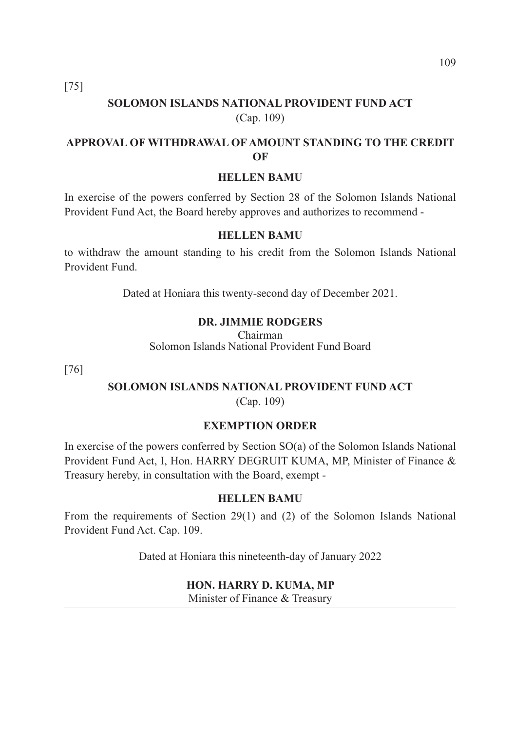[75]

## SOLOMON ISLANDS NATIONAL PROVIDENT FUND ACT

(Cap. 109)

### APPROVAL OF WITHDRAWAL OF AMOUNT STANDING TO THE CREDIT OF

### HELLEN BAMU

In exercise of the powers conferred by Section 28 of the Solomon Islands National Provident Fund Act, the Board hereby approves and authorizes to recommend -

**HELLEN BAMU**

to withdraw the amount standing to his credit from the Solomon Islands National Provident Fund.

Dated at Honiara this twenty-second day of December 2021.

**DR. JIMMIE RODGERS**
Chairman
Solomon Islands National Provident Fund Board

---

[76]

## SOLOMON ISLANDS NATIONAL PROVIDENT FUND ACT

(Cap. 109)

### EXEMPTION ORDER

In exercise of the powers conferred by Section SO(a) of the Solomon Islands National Provident Fund Act, I, Hon. HARRY DEGRUIT KUMA, MP, Minister of Finance & Treasury hereby, in consultation with the Board, exempt -

**HELLEN BAMU**

From the requirements of Section 29(1) and (2) of the Solomon Islands National Provident Fund Act. Cap. 109.

Dated at Honiara this nineteenth-day of January 2022

**HON. HARRY D. KUMA, MP**
Minister of Finance & Treasury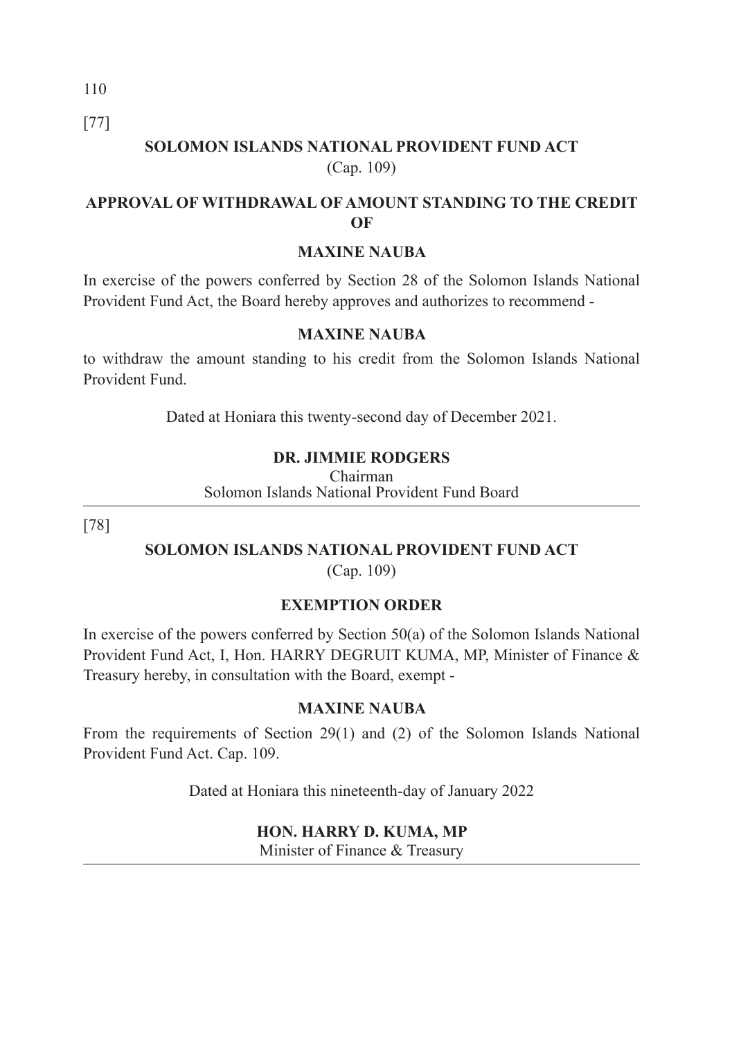[77]

## SOLOMON ISLANDS NATIONAL PROVIDENT FUND ACT

(Cap. 109)

### APPROVAL OF WITHDRAWAL OF AMOUNT STANDING TO THE CREDIT OF

### MAXINE NAUBA

In exercise of the powers conferred by Section 28 of the Solomon Islands National Provident Fund Act, the Board hereby approves and authorizes to recommend -

**MAXINE NAUBA**

to withdraw the amount standing to his credit from the Solomon Islands National Provident Fund.

Dated at Honiara this twenty-second day of December 2021.

**DR. JIMMIE RODGERS**
Chairman
Solomon Islands National Provident Fund Board

---

[78]

## SOLOMON ISLANDS NATIONAL PROVIDENT FUND ACT

(Cap. 109)

### EXEMPTION ORDER

In exercise of the powers conferred by Section 50(a) of the Solomon Islands National Provident Fund Act, I, Hon. HARRY DEGRUIT KUMA, MP, Minister of Finance & Treasury hereby, in consultation with the Board, exempt -

**MAXINE NAUBA**

From the requirements of Section 29(1) and (2) of the Solomon Islands National Provident Fund Act. Cap. 109.

Dated at Honiara this nineteenth-day of January 2022

**HON. HARRY D. KUMA, MP**
Minister of Finance & Treasury

---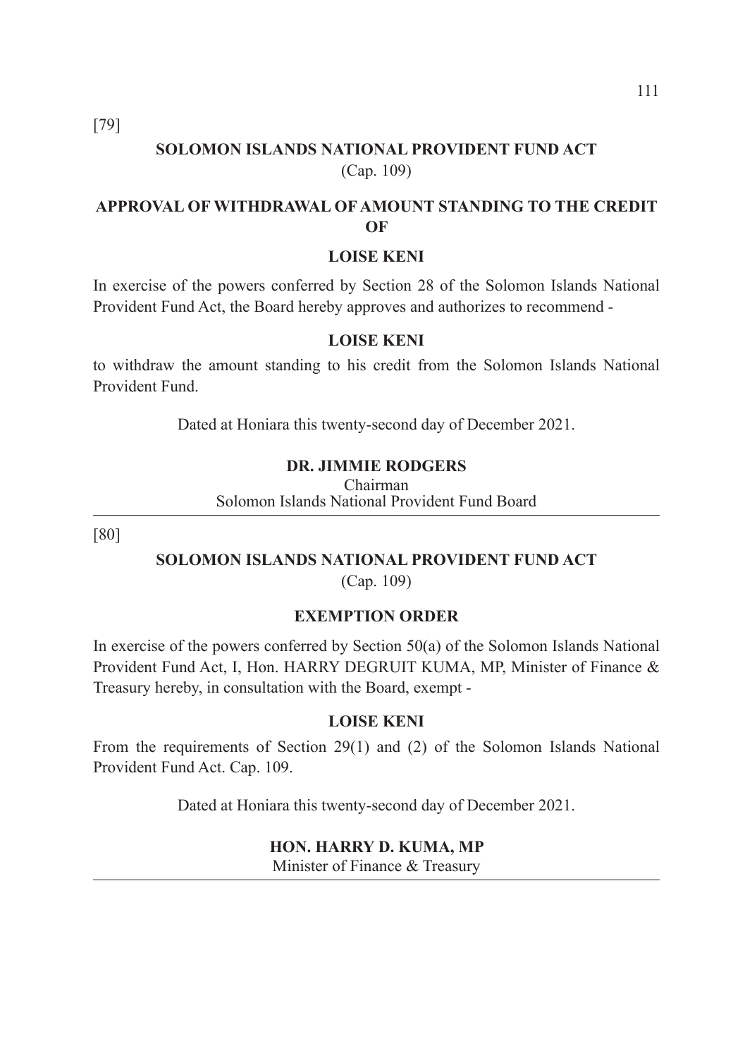[79]

## SOLOMON ISLANDS NATIONAL PROVIDENT FUND ACT

(Cap. 109)

### APPROVAL OF WITHDRAWAL OF AMOUNT STANDING TO THE CREDIT OF

### LOISE KENI

In exercise of the powers conferred by Section 28 of the Solomon Islands National Provident Fund Act, the Board hereby approves and authorizes to recommend -

**LOISE KENI**

to withdraw the amount standing to his credit from the Solomon Islands National Provident Fund.

Dated at Honiara this twenty-second day of December 2021.

**DR. JIMMIE RODGERS**
Chairman
Solomon Islands National Provident Fund Board

---

[80]

## SOLOMON ISLANDS NATIONAL PROVIDENT FUND ACT

(Cap. 109)

### EXEMPTION ORDER

In exercise of the powers conferred by Section 50(a) of the Solomon Islands National Provident Fund Act, I, Hon. HARRY DEGRUIT KUMA, MP, Minister of Finance & Treasury hereby, in consultation with the Board, exempt -

**LOISE KENI**

From the requirements of Section 29(1) and (2) of the Solomon Islands National Provident Fund Act. Cap. 109.

Dated at Honiara this twenty-second day of December 2021.

**HON. HARRY D. KUMA, MP**
Minister of Finance & Treasury

---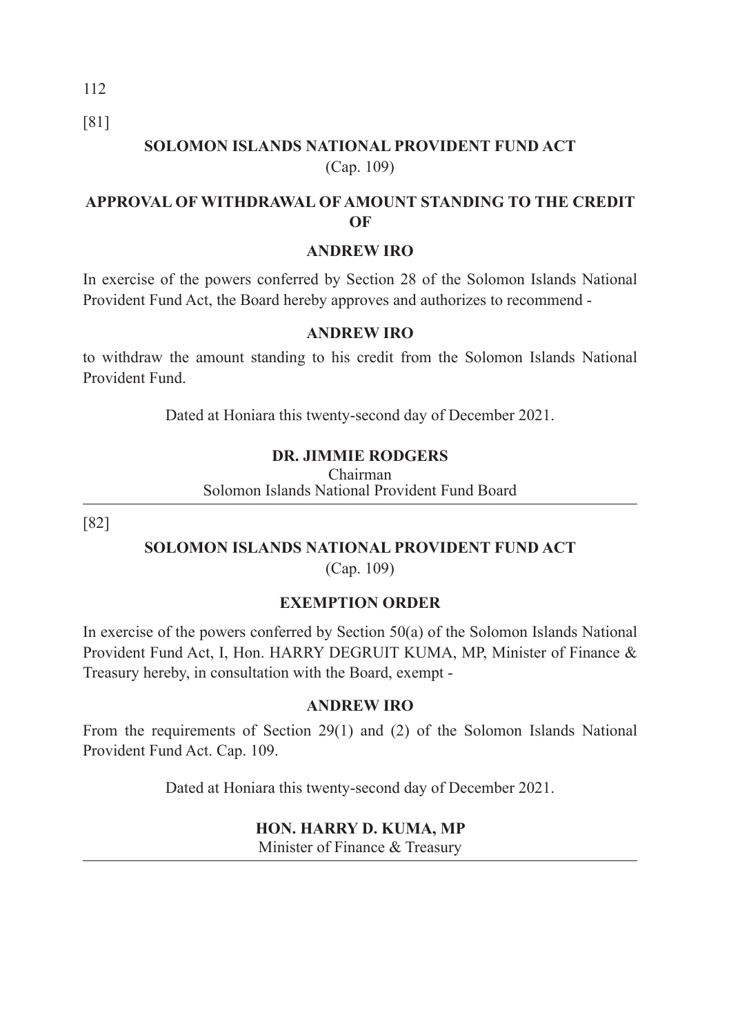[81]

## SOLOMON ISLANDS NATIONAL PROVIDENT FUND ACT

(Cap. 109)

### APPROVAL OF WITHDRAWAL OF AMOUNT STANDING TO THE CREDIT OF

### ANDREW IRO

In exercise of the powers conferred by Section 28 of the Solomon Islands National Provident Fund Act, the Board hereby approves and authorizes to recommend -

**ANDREW IRO**

to withdraw the amount standing to his credit from the Solomon Islands National Provident Fund.

Dated at Honiara this twenty-second day of December 2021.

**DR. JIMMIE RODGERS**
Chairman
Solomon Islands National Provident Fund Board

---

[82]

## SOLOMON ISLANDS NATIONAL PROVIDENT FUND ACT

(Cap. 109)

### EXEMPTION ORDER

In exercise of the powers conferred by Section 50(a) of the Solomon Islands National Provident Fund Act, I, Hon. HARRY DEGRUIT KUMA, MP, Minister of Finance & Treasury hereby, in consultation with the Board, exempt -

**ANDREW IRO**

From the requirements of Section 29(1) and (2) of the Solomon Islands National Provident Fund Act. Cap. 109.

Dated at Honiara this twenty-second day of December 2021.

**HON. HARRY D. KUMA, MP**
Minister of Finance & Treasury

---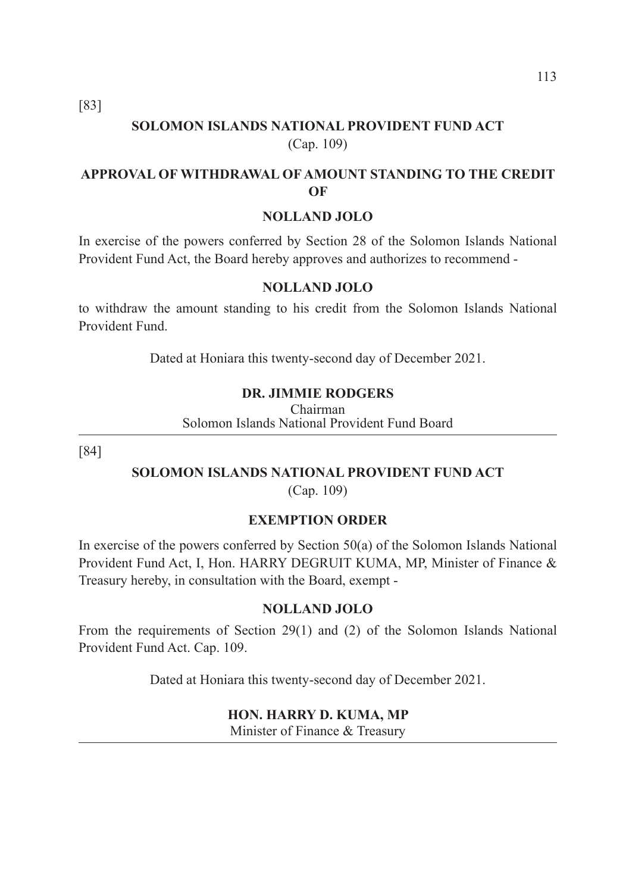[83]

## SOLOMON ISLANDS NATIONAL PROVIDENT FUND ACT

(Cap. 109)

### APPROVAL OF WITHDRAWAL OF AMOUNT STANDING TO THE CREDIT OF

### NOLLAND JOLO

In exercise of the powers conferred by Section 28 of the Solomon Islands National Provident Fund Act, the Board hereby approves and authorizes to recommend -

**NOLLAND JOLO**

to withdraw the amount standing to his credit from the Solomon Islands National Provident Fund.

Dated at Honiara this twenty-second day of December 2021.

**DR. JIMMIE RODGERS**
Chairman
Solomon Islands National Provident Fund Board

---

[84]

## SOLOMON ISLANDS NATIONAL PROVIDENT FUND ACT

(Cap. 109)

### EXEMPTION ORDER

In exercise of the powers conferred by Section 50(a) of the Solomon Islands National Provident Fund Act, I, Hon. HARRY DEGRUIT KUMA, MP, Minister of Finance & Treasury hereby, in consultation with the Board, exempt -

**NOLLAND JOLO**

From the requirements of Section 29(1) and (2) of the Solomon Islands National Provident Fund Act. Cap. 109.

Dated at Honiara this twenty-second day of December 2021.

**HON. HARRY D. KUMA, MP**
Minister of Finance & Treasury

---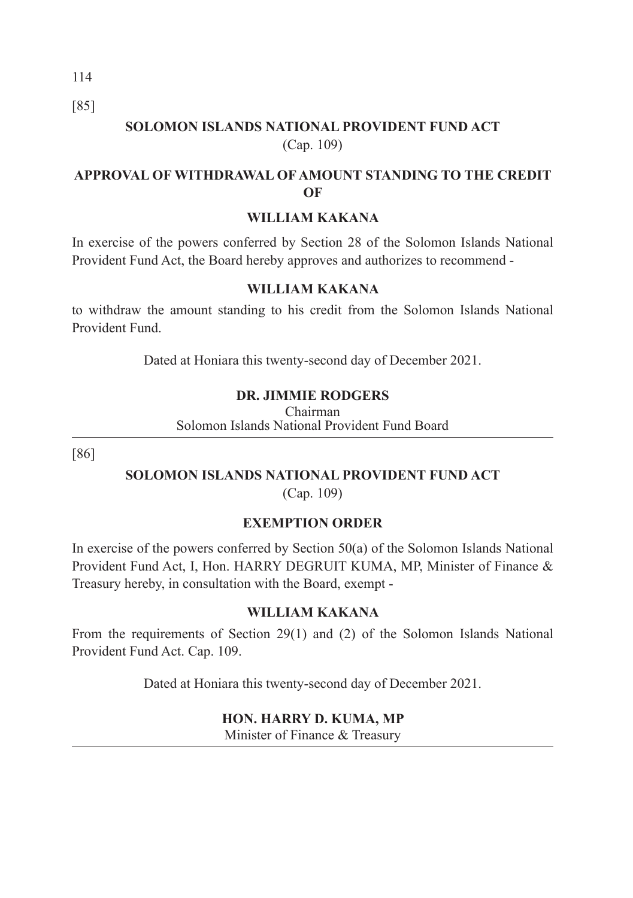[85]

## SOLOMON ISLANDS NATIONAL PROVIDENT FUND ACT

(Cap. 109)

### APPROVAL OF WITHDRAWAL OF AMOUNT STANDING TO THE CREDIT OF

### WILLIAM KAKANA

In exercise of the powers conferred by Section 28 of the Solomon Islands National Provident Fund Act, the Board hereby approves and authorizes to recommend -

**WILLIAM KAKANA**

to withdraw the amount standing to his credit from the Solomon Islands National Provident Fund.

Dated at Honiara this twenty-second day of December 2021.

**DR. JIMMIE RODGERS**
Chairman
Solomon Islands National Provident Fund Board

---

[86]

## SOLOMON ISLANDS NATIONAL PROVIDENT FUND ACT

(Cap. 109)

### EXEMPTION ORDER

In exercise of the powers conferred by Section 50(a) of the Solomon Islands National Provident Fund Act, I, Hon. HARRY DEGRUIT KUMA, MP, Minister of Finance & Treasury hereby, in consultation with the Board, exempt -

**WILLIAM KAKANA**

From the requirements of Section 29(1) and (2) of the Solomon Islands National Provident Fund Act. Cap. 109.

Dated at Honiara this twenty-second day of December 2021.

**HON. HARRY D. KUMA, MP**
Minister of Finance & Treasury

---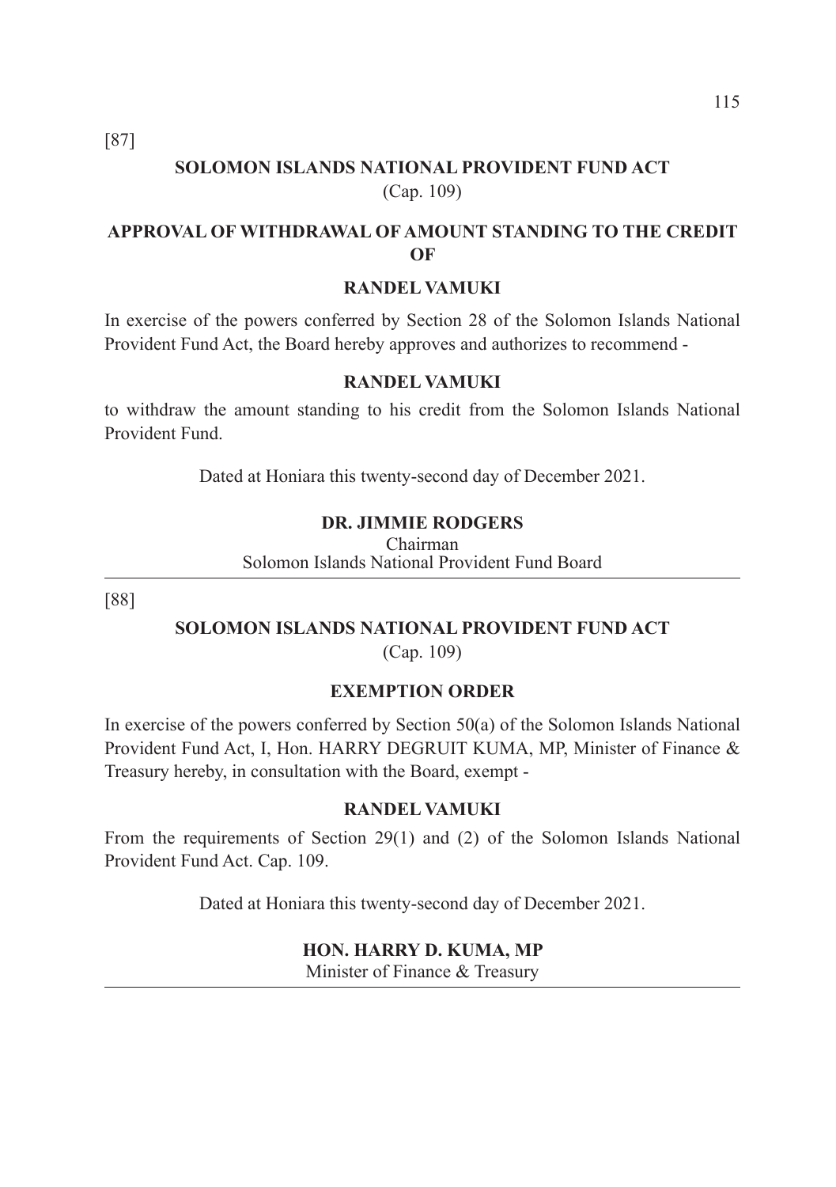[87]

## SOLOMON ISLANDS NATIONAL PROVIDENT FUND ACT

(Cap. 109)

### APPROVAL OF WITHDRAWAL OF AMOUNT STANDING TO THE CREDIT OF

### RANDEL VAMUKI

In exercise of the powers conferred by Section 28 of the Solomon Islands National Provident Fund Act, the Board hereby approves and authorizes to recommend -

**RANDEL VAMUKI**

to withdraw the amount standing to his credit from the Solomon Islands National Provident Fund.

Dated at Honiara this twenty-second day of December 2021.

**DR. JIMMIE RODGERS**
Chairman
Solomon Islands National Provident Fund Board

---

[88]

## SOLOMON ISLANDS NATIONAL PROVIDENT FUND ACT

(Cap. 109)

### EXEMPTION ORDER

In exercise of the powers conferred by Section 50(a) of the Solomon Islands National Provident Fund Act, I, Hon. HARRY DEGRUIT KUMA, MP, Minister of Finance & Treasury hereby, in consultation with the Board, exempt -

**RANDEL VAMUKI**

From the requirements of Section 29(1) and (2) of the Solomon Islands National Provident Fund Act. Cap. 109.

Dated at Honiara this twenty-second day of December 2021.

**HON. HARRY D. KUMA, MP**
Minister of Finance & Treasury

---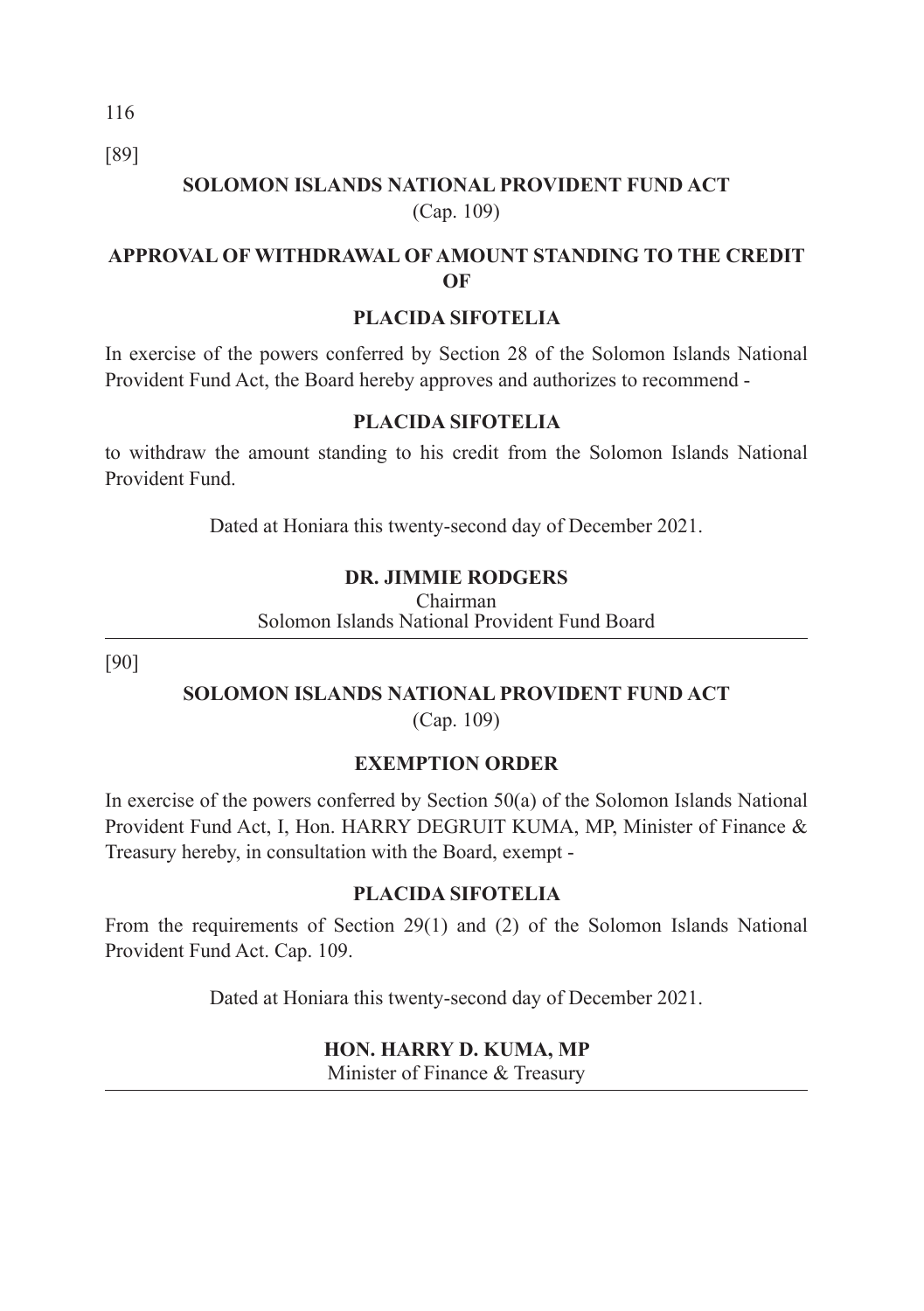[89]

**SOLOMON ISLANDS NATIONAL PROVIDENT FUND ACT**
(Cap. 109)

**APPROVAL OF WITHDRAWAL OF AMOUNT STANDING TO THE CREDIT OF**

**PLACIDA SIFOTELIA**

In exercise of the powers conferred by Section 28 of the Solomon Islands National Provident Fund Act, the Board hereby approves and authorizes to recommend -

**PLACIDA SIFOTELIA**

to withdraw the amount standing to his credit from the Solomon Islands National Provident Fund.

Dated at Honiara this twenty-second day of December 2021.

**DR. JIMMIE RODGERS**
Chairman
Solomon Islands National Provident Fund Board

---

[90]

**SOLOMON ISLANDS NATIONAL PROVIDENT FUND ACT**
(Cap. 109)

**EXEMPTION ORDER**

In exercise of the powers conferred by Section 50(a) of the Solomon Islands National Provident Fund Act, I, Hon. HARRY DEGRUIT KUMA, MP, Minister of Finance & Treasury hereby, in consultation with the Board, exempt -

**PLACIDA SIFOTELIA**

From the requirements of Section 29(1) and (2) of the Solomon Islands National Provident Fund Act. Cap. 109.

Dated at Honiara this twenty-second day of December 2021.

**HON. HARRY D. KUMA, MP**
Minister of Finance & Treasury

---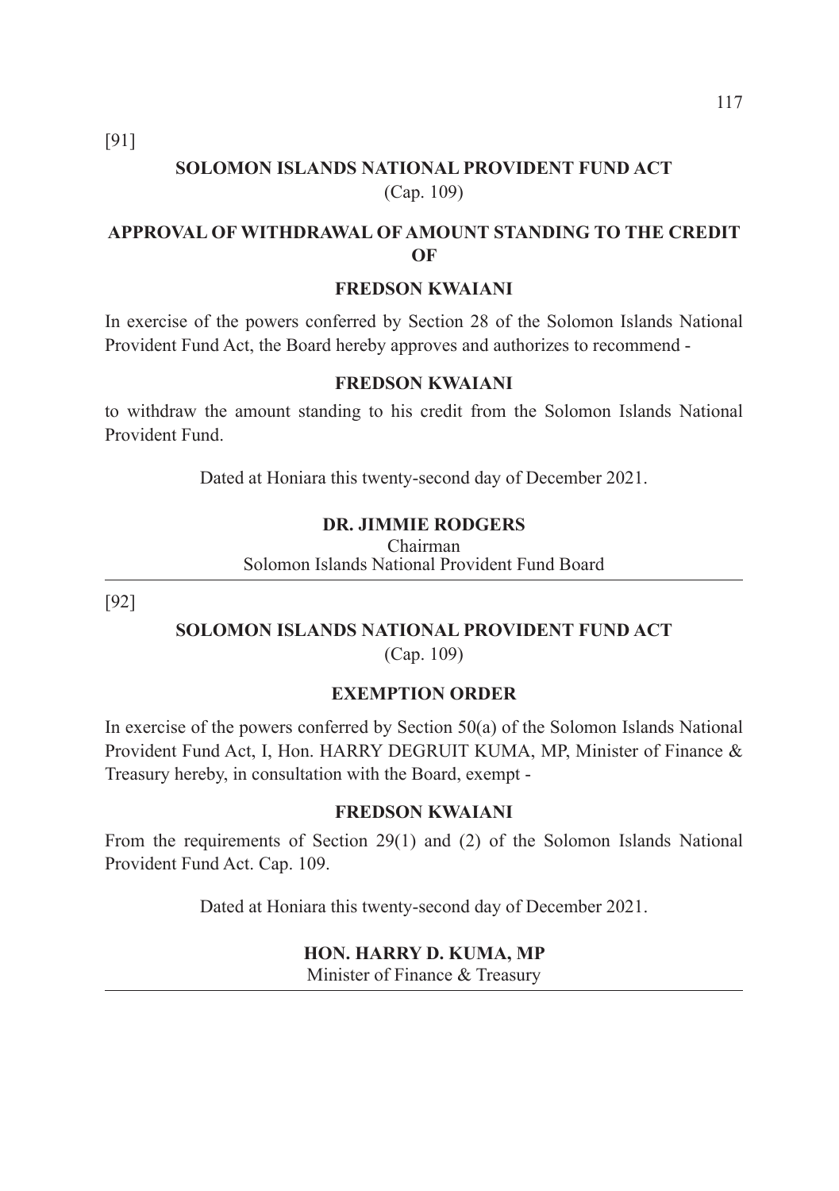[91]

## SOLOMON ISLANDS NATIONAL PROVIDENT FUND ACT

(Cap. 109)

### APPROVAL OF WITHDRAWAL OF AMOUNT STANDING TO THE CREDIT OF

### FREDSON KWAIANI

In exercise of the powers conferred by Section 28 of the Solomon Islands National Provident Fund Act, the Board hereby approves and authorizes to recommend -

**FREDSON KWAIANI**

to withdraw the amount standing to his credit from the Solomon Islands National Provident Fund.

Dated at Honiara this twenty-second day of December 2021.

**DR. JIMMIE RODGERS**
Chairman
Solomon Islands National Provident Fund Board

---

[92]

## SOLOMON ISLANDS NATIONAL PROVIDENT FUND ACT

(Cap. 109)

### EXEMPTION ORDER

In exercise of the powers conferred by Section 50(a) of the Solomon Islands National Provident Fund Act, I, Hon. HARRY DEGRUIT KUMA, MP, Minister of Finance & Treasury hereby, in consultation with the Board, exempt -

**FREDSON KWAIANI**

From the requirements of Section 29(1) and (2) of the Solomon Islands National Provident Fund Act. Cap. 109.

Dated at Honiara this twenty-second day of December 2021.

**HON. HARRY D. KUMA, MP**
Minister of Finance & Treasury

---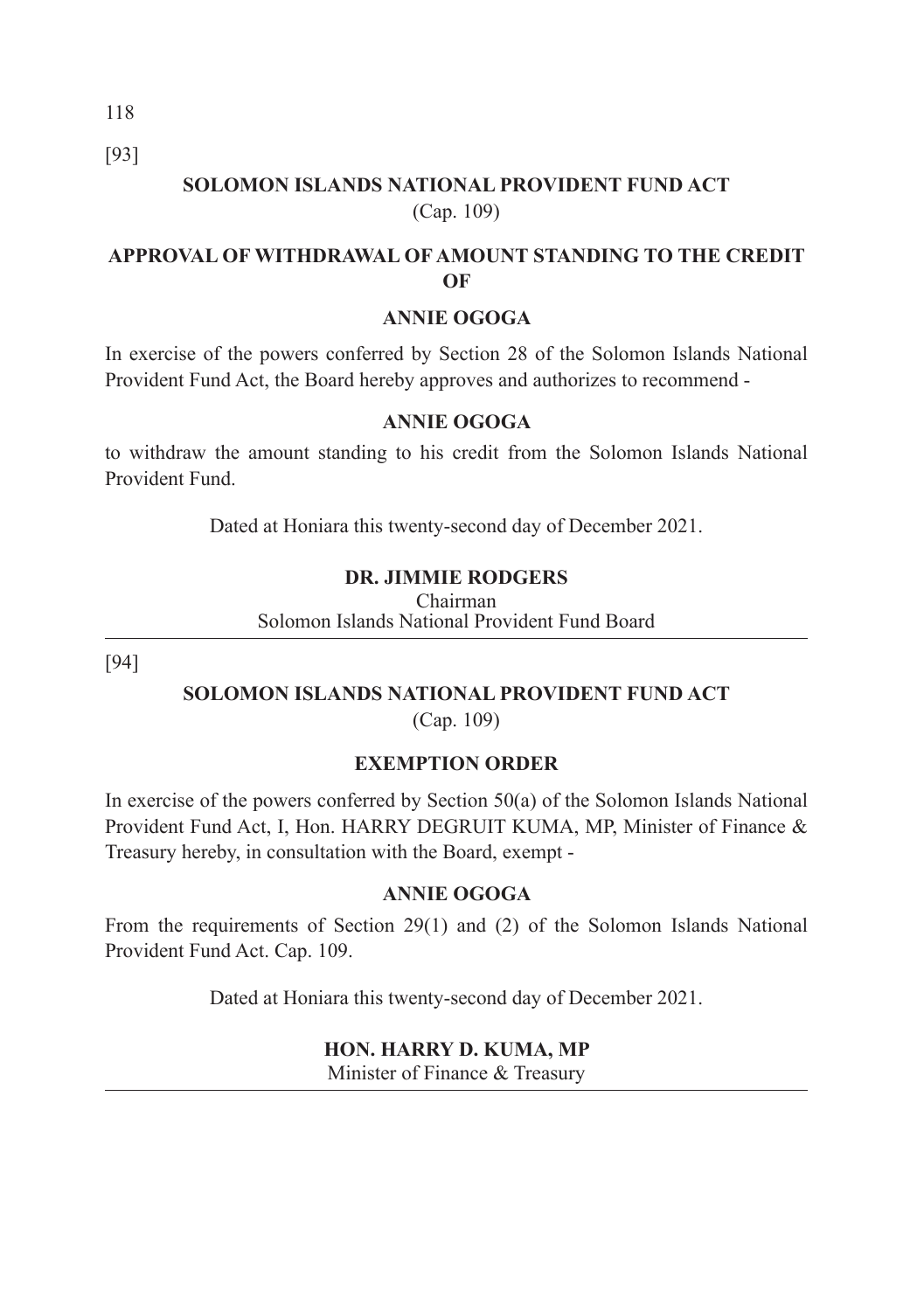[93]

## SOLOMON ISLANDS NATIONAL PROVIDENT FUND ACT

(Cap. 109)

### APPROVAL OF WITHDRAWAL OF AMOUNT STANDING TO THE CREDIT OF

**ANNIE OGOGA**

In exercise of the powers conferred by Section 28 of the Solomon Islands National Provident Fund Act, the Board hereby approves and authorizes to recommend -

**ANNIE OGOGA**

to withdraw the amount standing to his credit from the Solomon Islands National Provident Fund.

Dated at Honiara this twenty-second day of December 2021.

**DR. JIMMIE RODGERS**
Chairman
Solomon Islands National Provident Fund Board

---

[94]

## SOLOMON ISLANDS NATIONAL PROVIDENT FUND ACT

(Cap. 109)

### EXEMPTION ORDER

In exercise of the powers conferred by Section 50(a) of the Solomon Islands National Provident Fund Act, I, Hon. HARRY DEGRUIT KUMA, MP, Minister of Finance & Treasury hereby, in consultation with the Board, exempt -

**ANNIE OGOGA**

From the requirements of Section 29(1) and (2) of the Solomon Islands National Provident Fund Act. Cap. 109.

Dated at Honiara this twenty-second day of December 2021.

**HON. HARRY D. KUMA, MP**
Minister of Finance & Treasury

---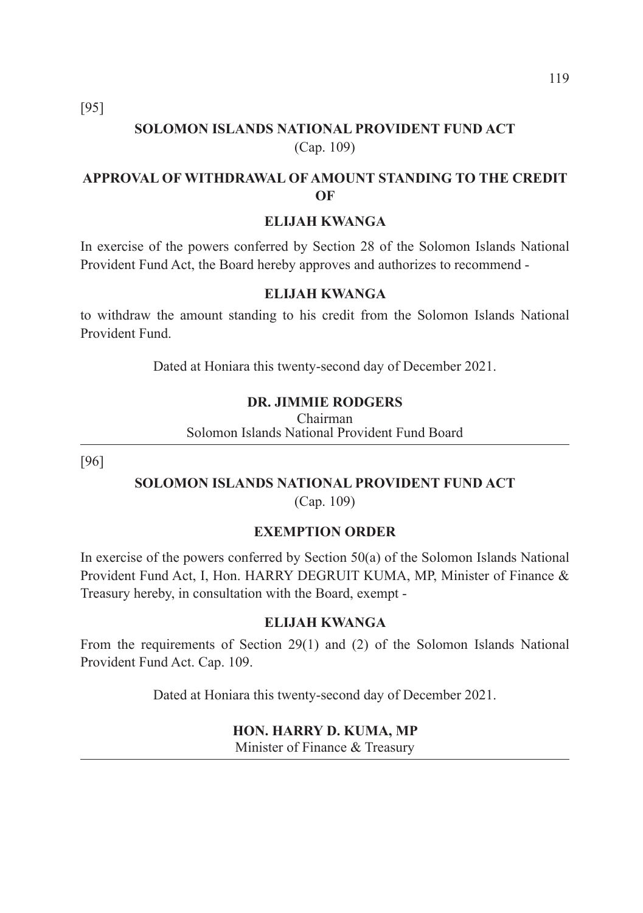[95]

## SOLOMON ISLANDS NATIONAL PROVIDENT FUND ACT

(Cap. 109)

### APPROVAL OF WITHDRAWAL OF AMOUNT STANDING TO THE CREDIT OF

### ELIJAH KWANGA

In exercise of the powers conferred by Section 28 of the Solomon Islands National Provident Fund Act, the Board hereby approves and authorizes to recommend -

**ELIJAH KWANGA**

to withdraw the amount standing to his credit from the Solomon Islands National Provident Fund.

Dated at Honiara this twenty-second day of December 2021.

**DR. JIMMIE RODGERS**
Chairman
Solomon Islands National Provident Fund Board

---

[96]

## SOLOMON ISLANDS NATIONAL PROVIDENT FUND ACT

(Cap. 109)

### EXEMPTION ORDER

In exercise of the powers conferred by Section 50(a) of the Solomon Islands National Provident Fund Act, I, Hon. HARRY DEGRUIT KUMA, MP, Minister of Finance & Treasury hereby, in consultation with the Board, exempt -

**ELIJAH KWANGA**

From the requirements of Section 29(1) and (2) of the Solomon Islands National Provident Fund Act. Cap. 109.

Dated at Honiara this twenty-second day of December 2021.

**HON. HARRY D. KUMA, MP**
Minister of Finance & Treasury

---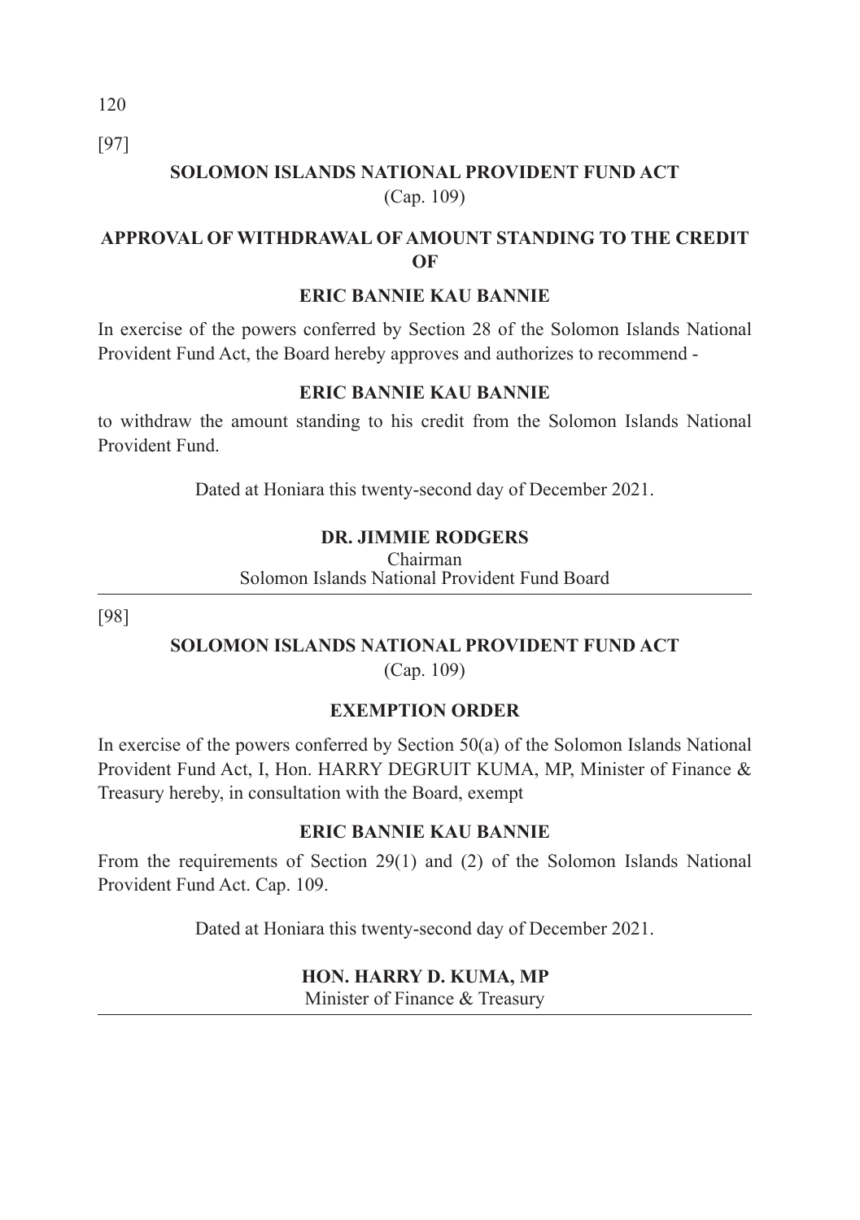[97]

**SOLOMON ISLANDS NATIONAL PROVIDENT FUND ACT**
(Cap. 109)

**APPROVAL OF WITHDRAWAL OF AMOUNT STANDING TO THE CREDIT OF**

**ERIC BANNIE KAU BANNIE**

In exercise of the powers conferred by Section 28 of the Solomon Islands National Provident Fund Act, the Board hereby approves and authorizes to recommend -

**ERIC BANNIE KAU BANNIE**

to withdraw the amount standing to his credit from the Solomon Islands National Provident Fund.

Dated at Honiara this twenty-second day of December 2021.

**DR. JIMMIE RODGERS**
Chairman
Solomon Islands National Provident Fund Board

---

[98]

**SOLOMON ISLANDS NATIONAL PROVIDENT FUND ACT**
(Cap. 109)

**EXEMPTION ORDER**

In exercise of the powers conferred by Section 50(a) of the Solomon Islands National Provident Fund Act, I, Hon. HARRY DEGRUIT KUMA, MP, Minister of Finance & Treasury hereby, in consultation with the Board, exempt

**ERIC BANNIE KAU BANNIE**

From the requirements of Section 29(1) and (2) of the Solomon Islands National Provident Fund Act. Cap. 109.

Dated at Honiara this twenty-second day of December 2021.

**HON. HARRY D. KUMA, MP**
Minister of Finance & Treasury

---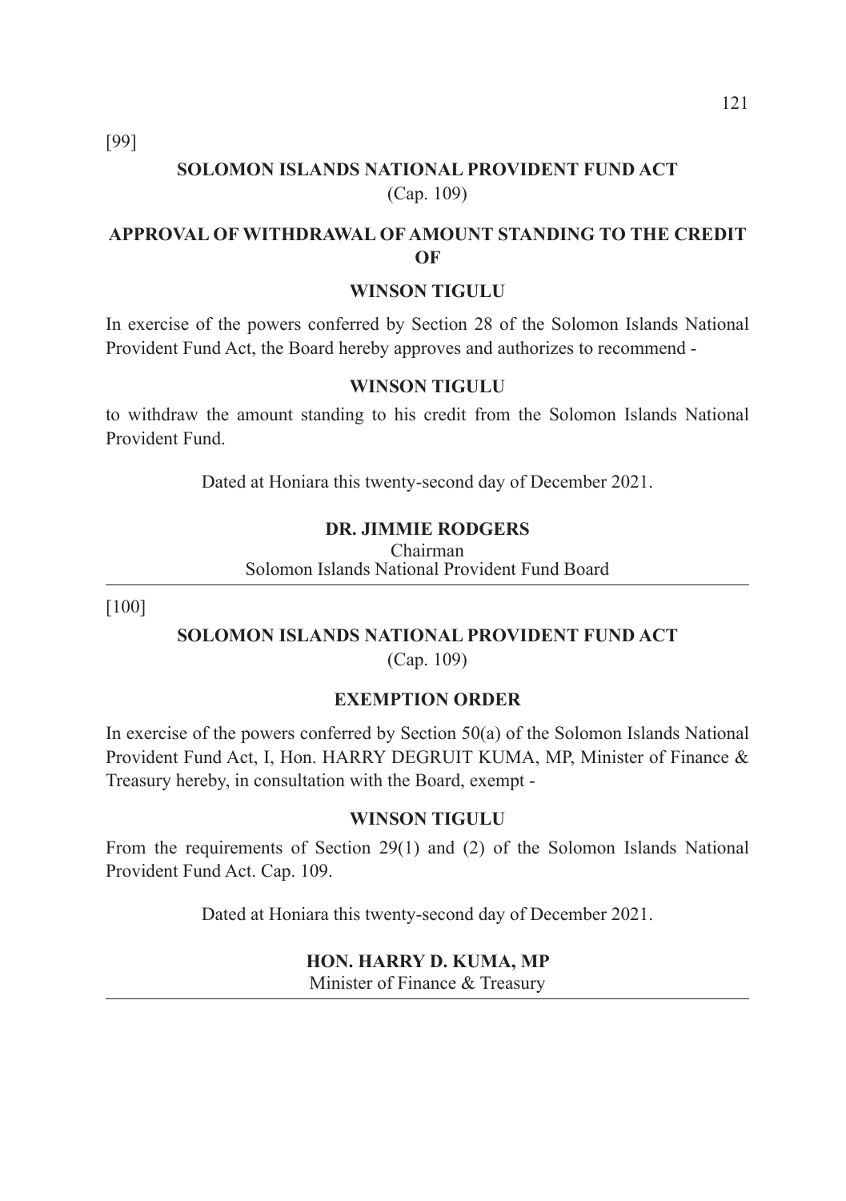[99]

## SOLOMON ISLANDS NATIONAL PROVIDENT FUND ACT

(Cap. 109)

### APPROVAL OF WITHDRAWAL OF AMOUNT STANDING TO THE CREDIT OF

### WINSON TIGULU

In exercise of the powers conferred by Section 28 of the Solomon Islands National Provident Fund Act, the Board hereby approves and authorizes to recommend -

**WINSON TIGULU**

to withdraw the amount standing to his credit from the Solomon Islands National Provident Fund.

Dated at Honiara this twenty-second day of December 2021.

**DR. JIMMIE RODGERS**
Chairman
Solomon Islands National Provident Fund Board

---

[100]

## SOLOMON ISLANDS NATIONAL PROVIDENT FUND ACT

(Cap. 109)

### EXEMPTION ORDER

In exercise of the powers conferred by Section 50(a) of the Solomon Islands National Provident Fund Act, I, Hon. HARRY DEGRUIT KUMA, MP, Minister of Finance & Treasury hereby, in consultation with the Board, exempt -

**WINSON TIGULU**

From the requirements of Section 29(1) and (2) of the Solomon Islands National Provident Fund Act. Cap. 109.

Dated at Honiara this twenty-second day of December 2021.

**HON. HARRY D. KUMA, MP**
Minister of Finance & Treasury

---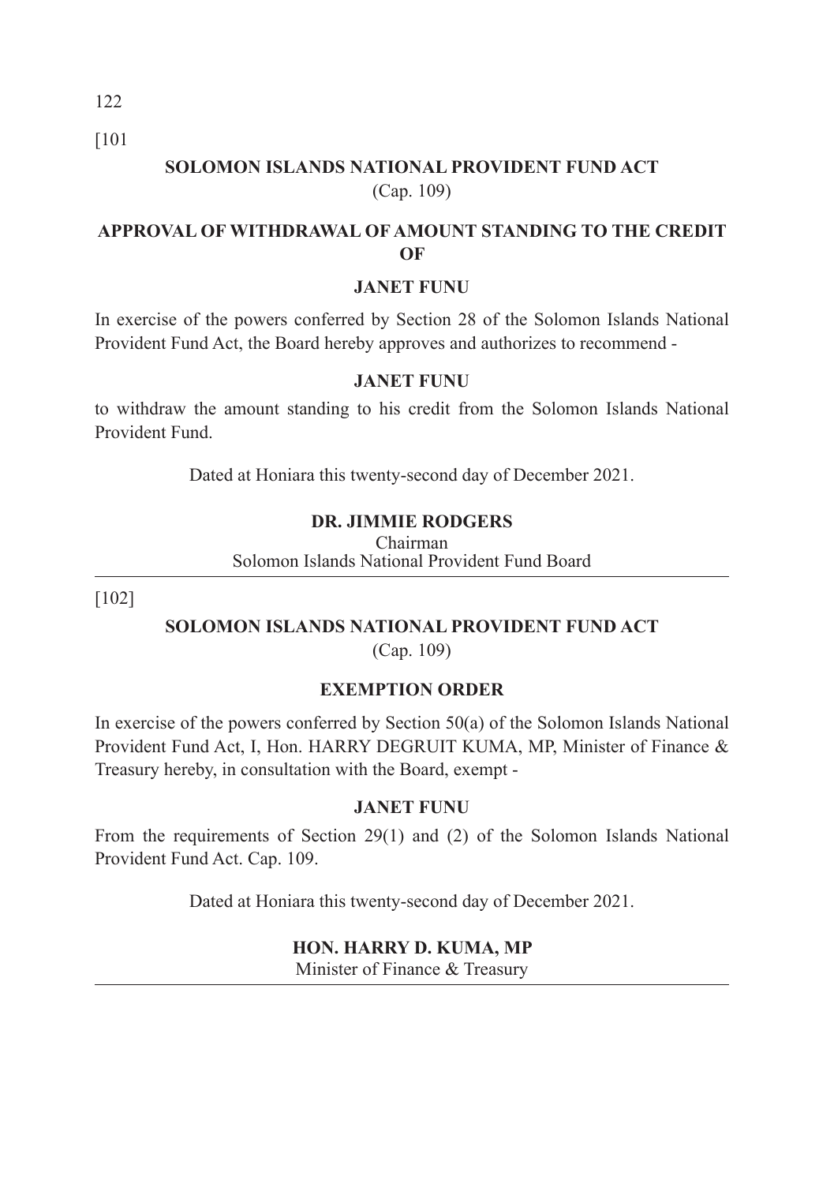[101

## SOLOMON ISLANDS NATIONAL PROVIDENT FUND ACT

(Cap. 109)

### APPROVAL OF WITHDRAWAL OF AMOUNT STANDING TO THE CREDIT OF

### JANET FUNU

In exercise of the powers conferred by Section 28 of the Solomon Islands National Provident Fund Act, the Board hereby approves and authorizes to recommend -

**JANET FUNU**

to withdraw the amount standing to his credit from the Solomon Islands National Provident Fund.

Dated at Honiara this twenty-second day of December 2021.

**DR. JIMMIE RODGERS**
Chairman
Solomon Islands National Provident Fund Board

---

[102]

## SOLOMON ISLANDS NATIONAL PROVIDENT FUND ACT

(Cap. 109)

### EXEMPTION ORDER

In exercise of the powers conferred by Section 50(a) of the Solomon Islands National Provident Fund Act, I, Hon. HARRY DEGRUIT KUMA, MP, Minister of Finance & Treasury hereby, in consultation with the Board, exempt -

**JANET FUNU**

From the requirements of Section 29(1) and (2) of the Solomon Islands National Provident Fund Act. Cap. 109.

Dated at Honiara this twenty-second day of December 2021.

**HON. HARRY D. KUMA, MP**
Minister of Finance & Treasury

---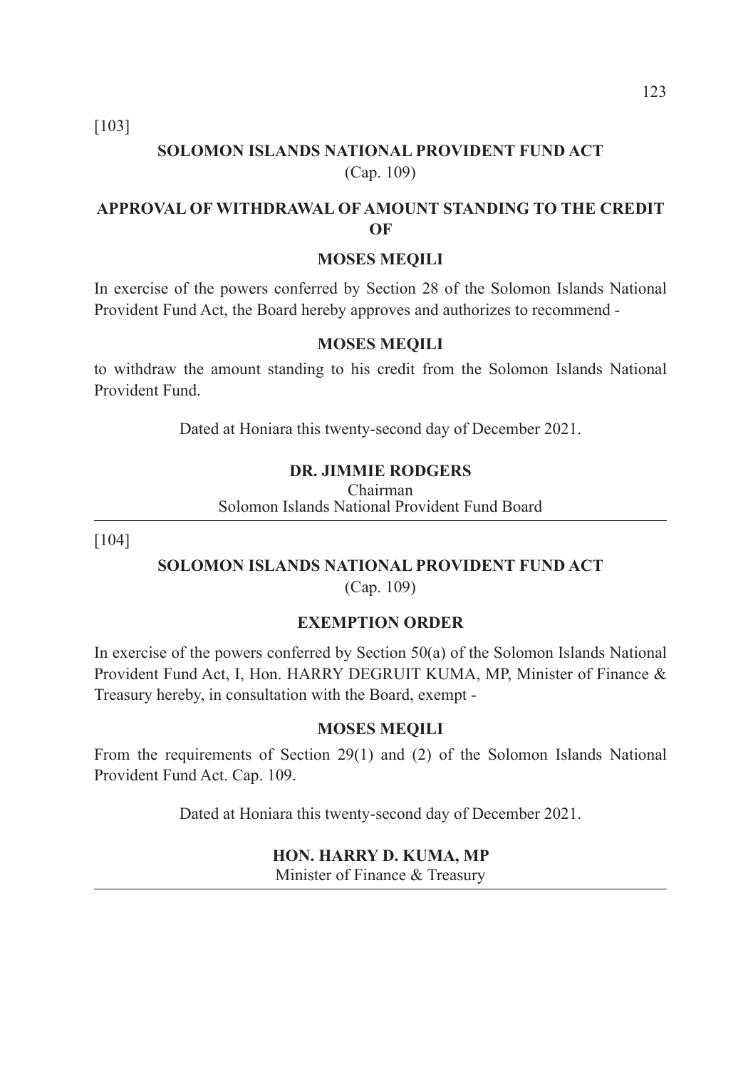[103]

## SOLOMON ISLANDS NATIONAL PROVIDENT FUND ACT

(Cap. 109)

### APPROVAL OF WITHDRAWAL OF AMOUNT STANDING TO THE CREDIT OF

### MOSES MEQILI

In exercise of the powers conferred by Section 28 of the Solomon Islands National Provident Fund Act, the Board hereby approves and authorizes to recommend -

**MOSES MEQILI**

to withdraw the amount standing to his credit from the Solomon Islands National Provident Fund.

Dated at Honiara this twenty-second day of December 2021.

**DR. JIMMIE RODGERS**
Chairman
Solomon Islands National Provident Fund Board

---

[104]

## SOLOMON ISLANDS NATIONAL PROVIDENT FUND ACT

(Cap. 109)

### EXEMPTION ORDER

In exercise of the powers conferred by Section 50(a) of the Solomon Islands National Provident Fund Act, I, Hon. HARRY DEGRUIT KUMA, MP, Minister of Finance & Treasury hereby, in consultation with the Board, exempt -

**MOSES MEQILI**

From the requirements of Section 29(1) and (2) of the Solomon Islands National Provident Fund Act. Cap. 109.

Dated at Honiara this twenty-second day of December 2021.

**HON. HARRY D. KUMA, MP**
Minister of Finance & Treasury

---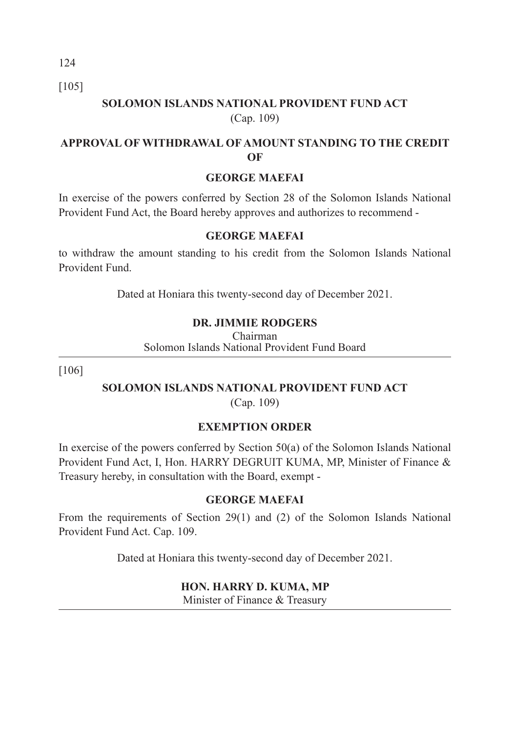[105]

## SOLOMON ISLANDS NATIONAL PROVIDENT FUND ACT

(Cap. 109)

### APPROVAL OF WITHDRAWAL OF AMOUNT STANDING TO THE CREDIT OF

### GEORGE MAEFAI

In exercise of the powers conferred by Section 28 of the Solomon Islands National Provident Fund Act, the Board hereby approves and authorizes to recommend -

**GEORGE MAEFAI**

to withdraw the amount standing to his credit from the Solomon Islands National Provident Fund.

Dated at Honiara this twenty-second day of December 2021.

**DR. JIMMIE RODGERS**
Chairman
Solomon Islands National Provident Fund Board

---

[106]

## SOLOMON ISLANDS NATIONAL PROVIDENT FUND ACT

(Cap. 109)

### EXEMPTION ORDER

In exercise of the powers conferred by Section 50(a) of the Solomon Islands National Provident Fund Act, I, Hon. HARRY DEGRUIT KUMA, MP, Minister of Finance & Treasury hereby, in consultation with the Board, exempt -

**GEORGE MAEFAI**

From the requirements of Section 29(1) and (2) of the Solomon Islands National Provident Fund Act. Cap. 109.

Dated at Honiara this twenty-second day of December 2021.

**HON. HARRY D. KUMA, MP**
Minister of Finance & Treasury

---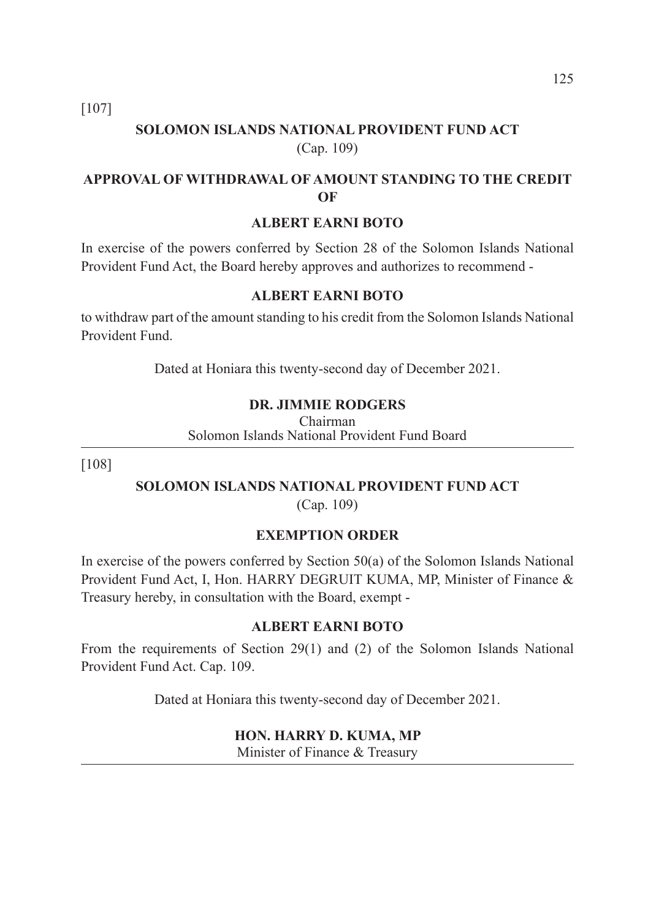[107]

## SOLOMON ISLANDS NATIONAL PROVIDENT FUND ACT

(Cap. 109)

### APPROVAL OF WITHDRAWAL OF AMOUNT STANDING TO THE CREDIT OF

### ALBERT EARNI BOTO

In exercise of the powers conferred by Section 28 of the Solomon Islands National Provident Fund Act, the Board hereby approves and authorizes to recommend -

**ALBERT EARNI BOTO**

to withdraw part of the amount standing to his credit from the Solomon Islands National Provident Fund.

Dated at Honiara this twenty-second day of December 2021.

**DR. JIMMIE RODGERS**
Chairman
Solomon Islands National Provident Fund Board

---

[108]

## SOLOMON ISLANDS NATIONAL PROVIDENT FUND ACT

(Cap. 109)

### EXEMPTION ORDER

In exercise of the powers conferred by Section 50(a) of the Solomon Islands National Provident Fund Act, I, Hon. HARRY DEGRUIT KUMA, MP, Minister of Finance & Treasury hereby, in consultation with the Board, exempt -

**ALBERT EARNI BOTO**

From the requirements of Section 29(1) and (2) of the Solomon Islands National Provident Fund Act. Cap. 109.

Dated at Honiara this twenty-second day of December 2021.

**HON. HARRY D. KUMA, MP**
Minister of Finance & Treasury

---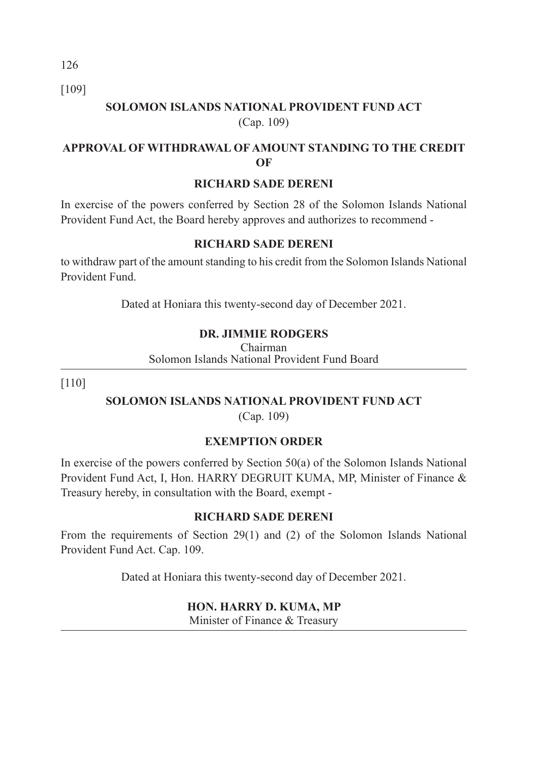[109]

## SOLOMON ISLANDS NATIONAL PROVIDENT FUND ACT

(Cap. 109)

### APPROVAL OF WITHDRAWAL OF AMOUNT STANDING TO THE CREDIT OF

### RICHARD SADE DERENI

In exercise of the powers conferred by Section 28 of the Solomon Islands National Provident Fund Act, the Board hereby approves and authorizes to recommend -

**RICHARD SADE DERENI**

to withdraw part of the amount standing to his credit from the Solomon Islands National Provident Fund.

Dated at Honiara this twenty-second day of December 2021.

**DR. JIMMIE RODGERS**
Chairman
Solomon Islands National Provident Fund Board

---

[110]

## SOLOMON ISLANDS NATIONAL PROVIDENT FUND ACT

(Cap. 109)

### EXEMPTION ORDER

In exercise of the powers conferred by Section 50(a) of the Solomon Islands National Provident Fund Act, I, Hon. HARRY DEGRUIT KUMA, MP, Minister of Finance & Treasury hereby, in consultation with the Board, exempt -

**RICHARD SADE DERENI**

From the requirements of Section 29(1) and (2) of the Solomon Islands National Provident Fund Act. Cap. 109.

Dated at Honiara this twenty-second day of December 2021.

**HON. HARRY D. KUMA, MP**
Minister of Finance & Treasury

---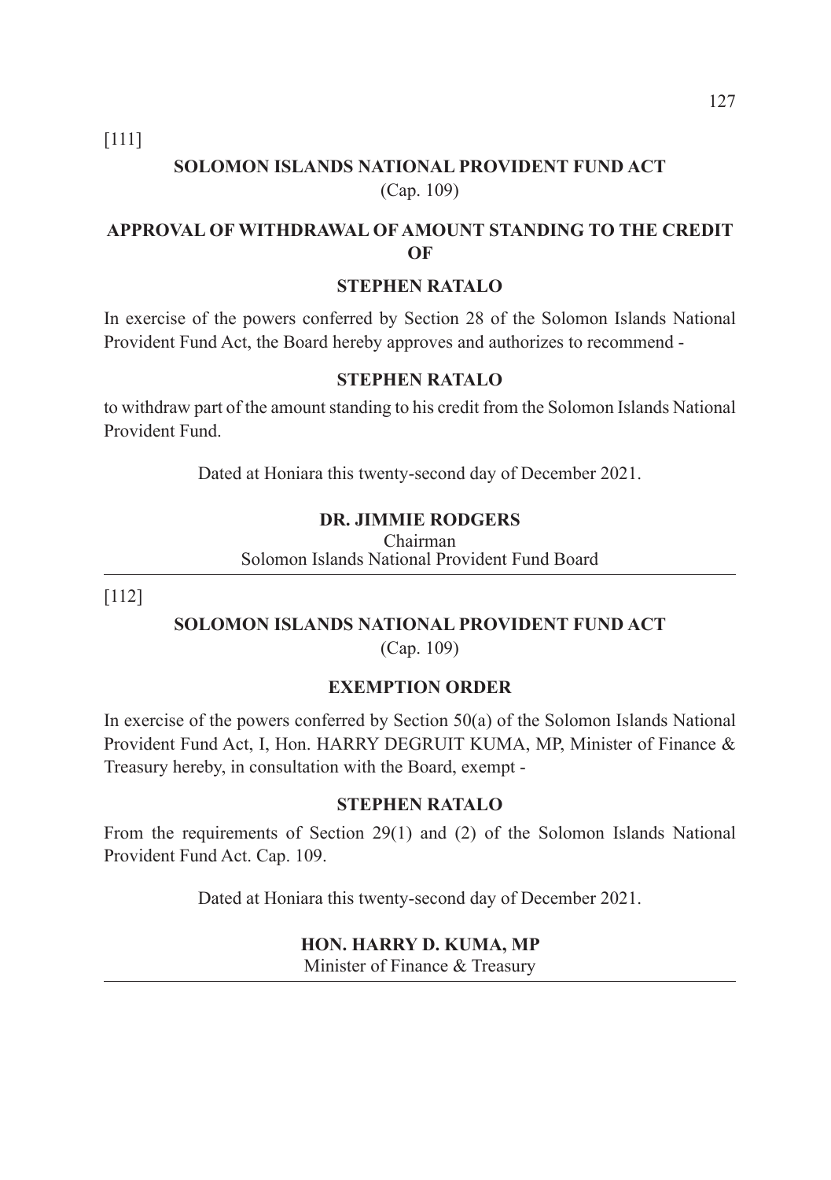[111]

## SOLOMON ISLANDS NATIONAL PROVIDENT FUND ACT

(Cap. 109)

### APPROVAL OF WITHDRAWAL OF AMOUNT STANDING TO THE CREDIT OF

### STEPHEN RATALO

In exercise of the powers conferred by Section 28 of the Solomon Islands National Provident Fund Act, the Board hereby approves and authorizes to recommend -

**STEPHEN RATALO**

to withdraw part of the amount standing to his credit from the Solomon Islands National Provident Fund.

Dated at Honiara this twenty-second day of December 2021.

**DR. JIMMIE RODGERS**
Chairman
Solomon Islands National Provident Fund Board

---

[112]

## SOLOMON ISLANDS NATIONAL PROVIDENT FUND ACT

(Cap. 109)

### EXEMPTION ORDER

In exercise of the powers conferred by Section 50(a) of the Solomon Islands National Provident Fund Act, I, Hon. HARRY DEGRUIT KUMA, MP, Minister of Finance & Treasury hereby, in consultation with the Board, exempt -

**STEPHEN RATALO**

From the requirements of Section 29(1) and (2) of the Solomon Islands National Provident Fund Act. Cap. 109.

Dated at Honiara this twenty-second day of December 2021.

**HON. HARRY D. KUMA, MP**
Minister of Finance & Treasury

---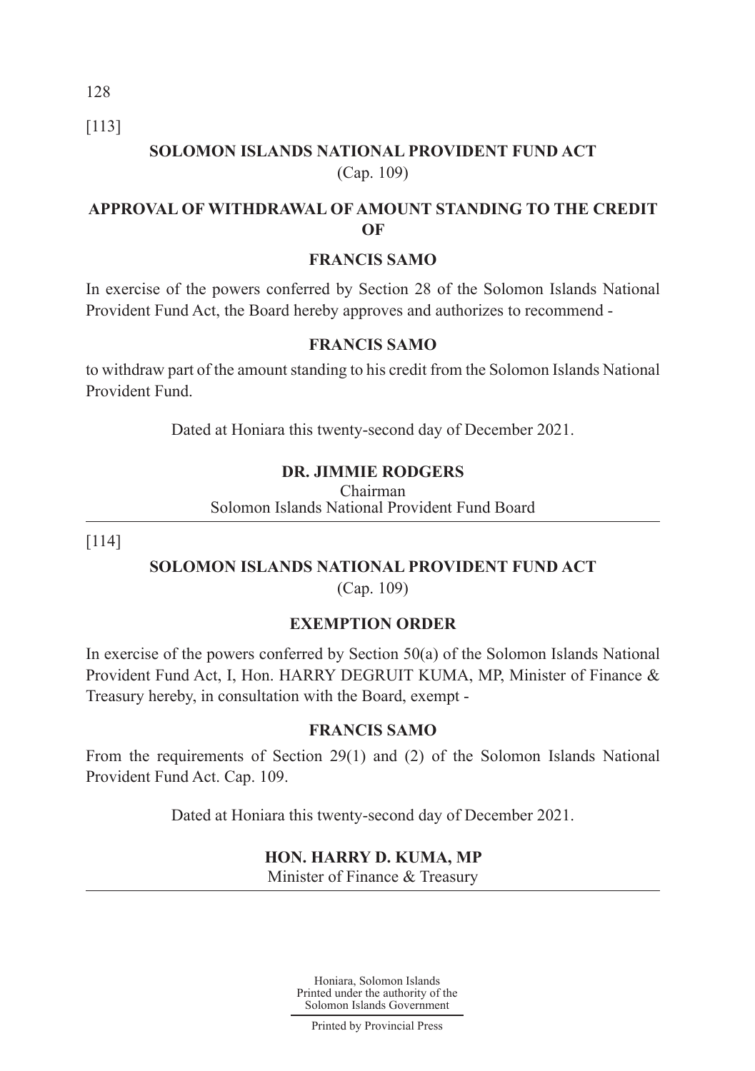[113]

## SOLOMON ISLANDS NATIONAL PROVIDENT FUND ACT

(Cap. 109)

### APPROVAL OF WITHDRAWAL OF AMOUNT STANDING TO THE CREDIT OF

### FRANCIS SAMO

In exercise of the powers conferred by Section 28 of the Solomon Islands National Provident Fund Act, the Board hereby approves and authorizes to recommend -

**FRANCIS SAMO**

to withdraw part of the amount standing to his credit from the Solomon Islands National Provident Fund.

Dated at Honiara this twenty-second day of December 2021.

**DR. JIMMIE RODGERS**
Chairman
Solomon Islands National Provident Fund Board

---

[114]

## SOLOMON ISLANDS NATIONAL PROVIDENT FUND ACT

(Cap. 109)

### EXEMPTION ORDER

In exercise of the powers conferred by Section 50(a) of the Solomon Islands National Provident Fund Act, I, Hon. HARRY DEGRUIT KUMA, MP, Minister of Finance & Treasury hereby, in consultation with the Board, exempt -

**FRANCIS SAMO**

From the requirements of Section 29(1) and (2) of the Solomon Islands National Provident Fund Act. Cap. 109.

Dated at Honiara this twenty-second day of December 2021.

**HON. HARRY D. KUMA, MP**
Minister of Finance & Treasury

---

Honiara, Solomon Islands
Printed under the authority of the
Solomon Islands Government

Printed by Provincial Press